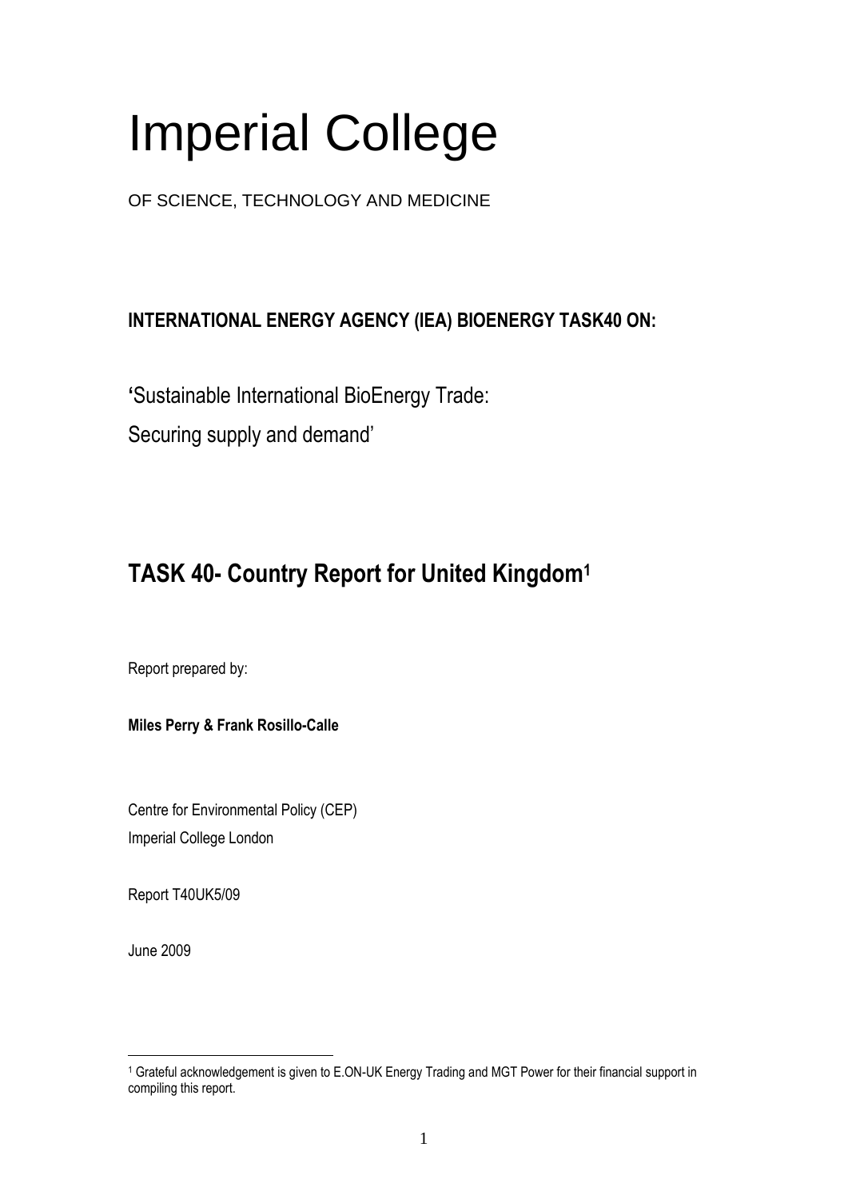# Imperial College

OF SCIENCE, TECHNOLOGY AND MEDICINE

**INTERNATIONAL ENERGY AGENCY (IEA) BIOENERGY TASK40 ON:**

**'**Sustainable International BioEnergy Trade:

Securing supply and demand'

## TASK 40- Country Report for United Kingdom[1]

Report prepared by:

**Miles Perry & Frank Rosillo-Calle**

Centre for Environmental Policy (CEP)

Imperial College London

Report T40UK5/09

June 2009

[1] Grateful acknowledgement is given to E.ON-UK Energy Trading and MGT Power for their financial support in compiling this report.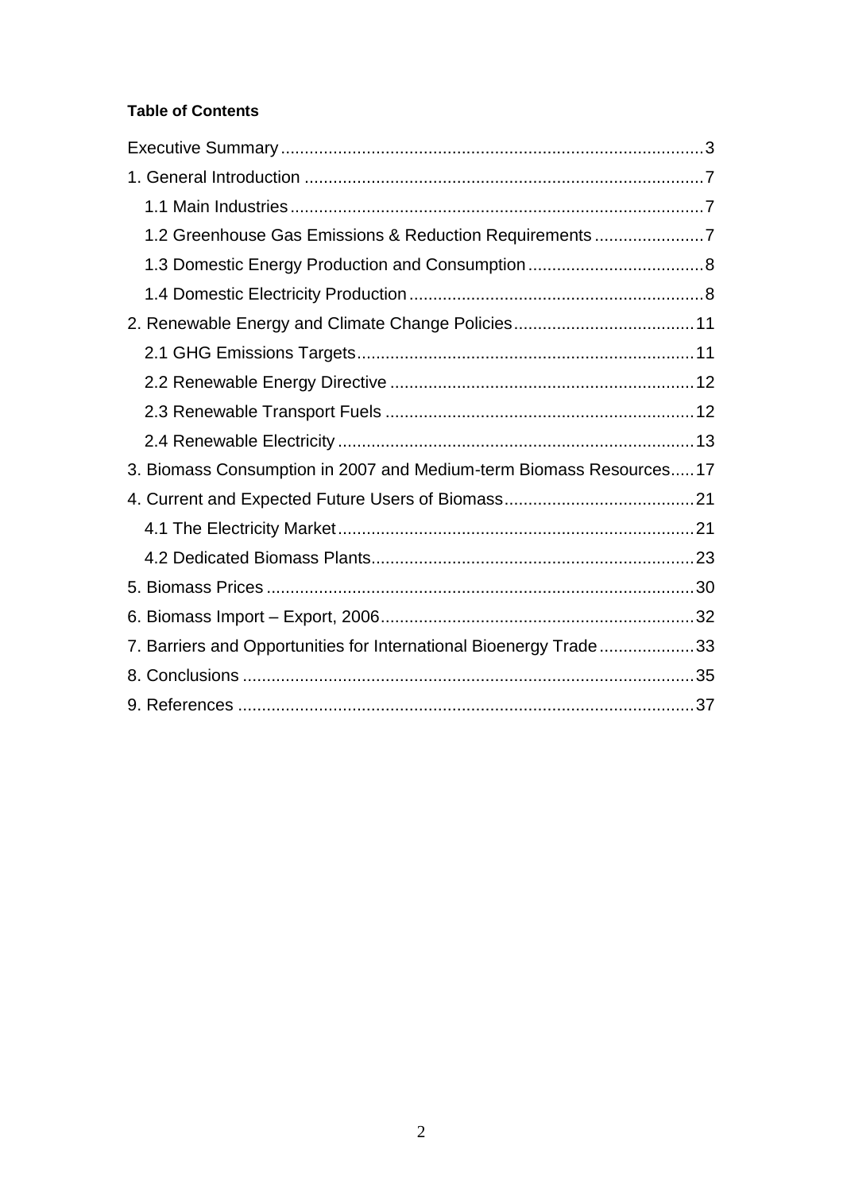**Table of Contents**

Executive Summary ........................................................................................3

1. General Introduction ...................................................................................7

   1.1 Main Industries ......................................................................................7

   1.2 Greenhouse Gas Emissions & Reduction Requirements .......................7

   1.3 Domestic Energy Production and Consumption ....................................8

   1.4 Domestic Electricity Production .............................................................8

2. Renewable Energy and Climate Change Policies......................................11

   2.1 GHG Emissions Targets......................................................................11

   2.2 Renewable Energy Directive ................................................................12

   2.3 Renewable Transport Fuels .................................................................12

   2.4 Renewable Electricity ..........................................................................13

3. Biomass Consumption in 2007 and Medium-term Biomass Resources.....17

4. Current and Expected Future Users of Biomass........................................21

   4.1 The Electricity Market...........................................................................21

   4.2 Dedicated Biomass Plants...................................................................23

5. Biomass Prices .........................................................................................30

6. Biomass Import – Export, 2006..................................................................32

7. Barriers and Opportunities for International Bioenergy Trade ....................33

8. Conclusions ..............................................................................................35

9. References ................................................................................................37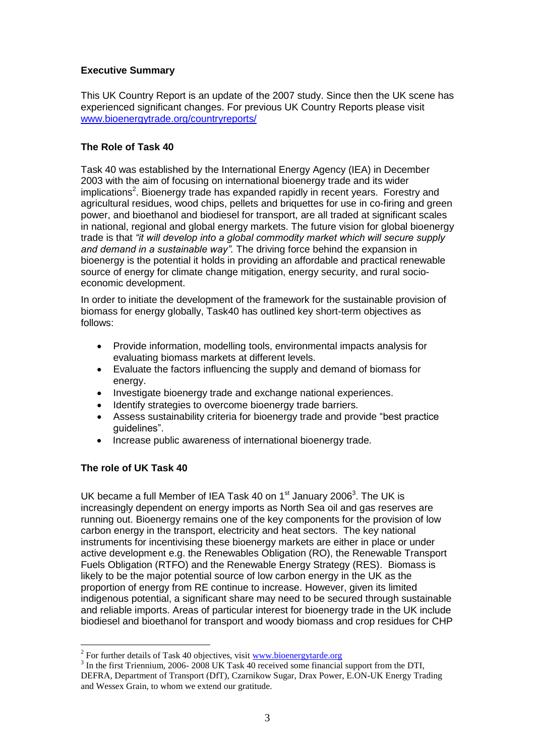**Executive Summary**

This UK Country Report is an update of the 2007 study. Since then the UK scene has experienced significant changes. For previous UK Country Reports please visit www.bioenergytrade.org/countryreports/

**The Role of Task 40**

Task 40 was established by the International Energy Agency (IEA) in December 2003 with the aim of focusing on international bioenergy trade and its wider implications[2]. Bioenergy trade has expanded rapidly in recent years. Forestry and agricultural residues, wood chips, pellets and briquettes for use in co-firing and green power, and bioethanol and biodiesel for transport, are all traded at significant scales in national, regional and global energy markets. The future vision for global bioenergy trade is that *"it will develop into a global commodity market which will secure supply and demand in a sustainable way".* The driving force behind the expansion in bioenergy is the potential it holds in providing an affordable and practical renewable source of energy for climate change mitigation, energy security, and rural socio-economic development.

In order to initiate the development of the framework for the sustainable provision of biomass for energy globally, Task40 has outlined key short-term objectives as follows:

- Provide information, modelling tools, environmental impacts analysis for evaluating biomass markets at different levels.
- Evaluate the factors influencing the supply and demand of biomass for energy.
- Investigate bioenergy trade and exchange national experiences.
- Identify strategies to overcome bioenergy trade barriers.
- Assess sustainability criteria for bioenergy trade and provide "best practice guidelines".
- Increase public awareness of international bioenergy trade.

**The role of UK Task 40**

UK became a full Member of IEA Task 40 on 1st January 2006[3]. The UK is increasingly dependent on energy imports as North Sea oil and gas reserves are running out. Bioenergy remains one of the key components for the provision of low carbon energy in the transport, electricity and heat sectors. The key national instruments for incentivising these bioenergy markets are either in place or under active development e.g. the Renewables Obligation (RO), the Renewable Transport Fuels Obligation (RTFO) and the Renewable Energy Strategy (RES). Biomass is likely to be the major potential source of low carbon energy in the UK as the proportion of energy from RE continue to increase. However, given its limited indigenous potential, a significant share may need to be secured through sustainable and reliable imports. Areas of particular interest for bioenergy trade in the UK include biodiesel and bioethanol for transport and woody biomass and crop residues for CHP

---

[2] For further details of Task 40 objectives, visit www.bioenergytarde.org

[3] In the first Triennium, 2006- 2008 UK Task 40 received some financial support from the DTI, DEFRA, Department of Transport (DfT), Czarnikow Sugar, Drax Power, E.ON-UK Energy Trading and Wessex Grain, to whom we extend our gratitude.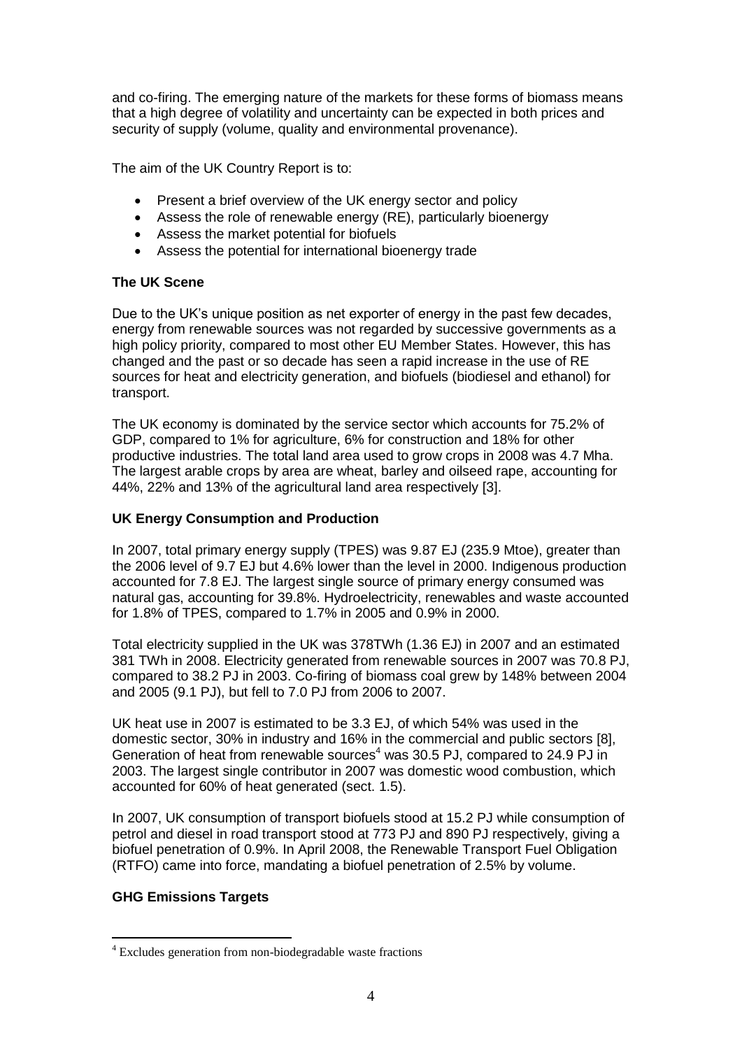and co-firing. The emerging nature of the markets for these forms of biomass means that a high degree of volatility and uncertainty can be expected in both prices and security of supply (volume, quality and environmental provenance).

The aim of the UK Country Report is to:

- Present a brief overview of the UK energy sector and policy
- Assess the role of renewable energy (RE), particularly bioenergy
- Assess the market potential for biofuels
- Assess the potential for international bioenergy trade

**The UK Scene**

Due to the UK's unique position as net exporter of energy in the past few decades, energy from renewable sources was not regarded by successive governments as a high policy priority, compared to most other EU Member States. However, this has changed and the past or so decade has seen a rapid increase in the use of RE sources for heat and electricity generation, and biofuels (biodiesel and ethanol) for transport.

The UK economy is dominated by the service sector which accounts for 75.2% of GDP, compared to 1% for agriculture, 6% for construction and 18% for other productive industries. The total land area used to grow crops in 2008 was 4.7 Mha. The largest arable crops by area are wheat, barley and oilseed rape, accounting for 44%, 22% and 13% of the agricultural land area respectively [3].

**UK Energy Consumption and Production**

In 2007, total primary energy supply (TPES) was 9.87 EJ (235.9 Mtoe), greater than the 2006 level of 9.7 EJ but 4.6% lower than the level in 2000. Indigenous production accounted for 7.8 EJ. The largest single source of primary energy consumed was natural gas, accounting for 39.8%. Hydroelectricity, renewables and waste accounted for 1.8% of TPES, compared to 1.7% in 2005 and 0.9% in 2000.

Total electricity supplied in the UK was 378TWh (1.36 EJ) in 2007 and an estimated 381 TWh in 2008. Electricity generated from renewable sources in 2007 was 70.8 PJ, compared to 38.2 PJ in 2003. Co-firing of biomass coal grew by 148% between 2004 and 2005 (9.1 PJ), but fell to 7.0 PJ from 2006 to 2007.

UK heat use in 2007 is estimated to be 3.3 EJ, of which 54% was used in the domestic sector, 30% in industry and 16% in the commercial and public sectors [8], Generation of heat from renewable sources[4] was 30.5 PJ, compared to 24.9 PJ in 2003. The largest single contributor in 2007 was domestic wood combustion, which accounted for 60% of heat generated (sect. 1.5).

In 2007, UK consumption of transport biofuels stood at 15.2 PJ while consumption of petrol and diesel in road transport stood at 773 PJ and 890 PJ respectively, giving a biofuel penetration of 0.9%. In April 2008, the Renewable Transport Fuel Obligation (RTFO) came into force, mandating a biofuel penetration of 2.5% by volume.

**GHG Emissions Targets**

[4] Excludes generation from non-biodegradable waste fractions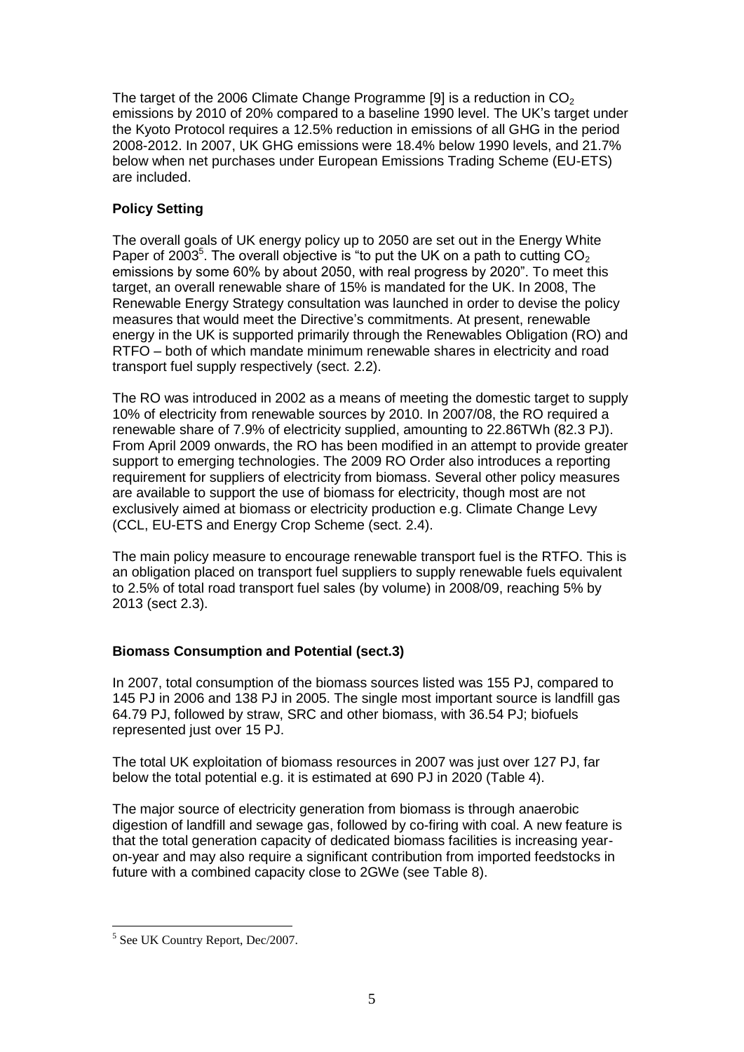The target of the 2006 Climate Change Programme [9] is a reduction in $CO_2$ emissions by 2010 of 20% compared to a baseline 1990 level. The UK's target under the Kyoto Protocol requires a 12.5% reduction in emissions of all GHG in the period 2008-2012. In 2007, UK GHG emissions were 18.4% below 1990 levels, and 21.7% below when net purchases under European Emissions Trading Scheme (EU-ETS) are included.

## Policy Setting

The overall goals of UK energy policy up to 2050 are set out in the Energy White Paper of 2003[5]. The overall objective is "to put the UK on a path to cutting $CO_2$ emissions by some 60% by about 2050, with real progress by 2020". To meet this target, an overall renewable share of 15% is mandated for the UK. In 2008, The Renewable Energy Strategy consultation was launched in order to devise the policy measures that would meet the Directive's commitments. At present, renewable energy in the UK is supported primarily through the Renewables Obligation (RO) and RTFO – both of which mandate minimum renewable shares in electricity and road transport fuel supply respectively (sect. 2.2).

The RO was introduced in 2002 as a means of meeting the domestic target to supply 10% of electricity from renewable sources by 2010. In 2007/08, the RO required a renewable share of 7.9% of electricity supplied, amounting to 22.86TWh (82.3 PJ). From April 2009 onwards, the RO has been modified in an attempt to provide greater support to emerging technologies. The 2009 RO Order also introduces a reporting requirement for suppliers of electricity from biomass. Several other policy measures are available to support the use of biomass for electricity, though most are not exclusively aimed at biomass or electricity production e.g. Climate Change Levy (CCL, EU-ETS and Energy Crop Scheme (sect. 2.4).

The main policy measure to encourage renewable transport fuel is the RTFO. This is an obligation placed on transport fuel suppliers to supply renewable fuels equivalent to 2.5% of total road transport fuel sales (by volume) in 2008/09, reaching 5% by 2013 (sect 2.3).

## Biomass Consumption and Potential (sect.3)

In 2007, total consumption of the biomass sources listed was 155 PJ, compared to 145 PJ in 2006 and 138 PJ in 2005. The single most important source is landfill gas 64.79 PJ, followed by straw, SRC and other biomass, with 36.54 PJ; biofuels represented just over 15 PJ.

The total UK exploitation of biomass resources in 2007 was just over 127 PJ, far below the total potential e.g. it is estimated at 690 PJ in 2020 (Table 4).

The major source of electricity generation from biomass is through anaerobic digestion of landfill and sewage gas, followed by co-firing with coal. A new feature is that the total generation capacity of dedicated biomass facilities is increasing year-on-year and may also require a significant contribution from imported feedstocks in future with a combined capacity close to 2GWe (see Table 8).

---

[5] See UK Country Report, Dec/2007.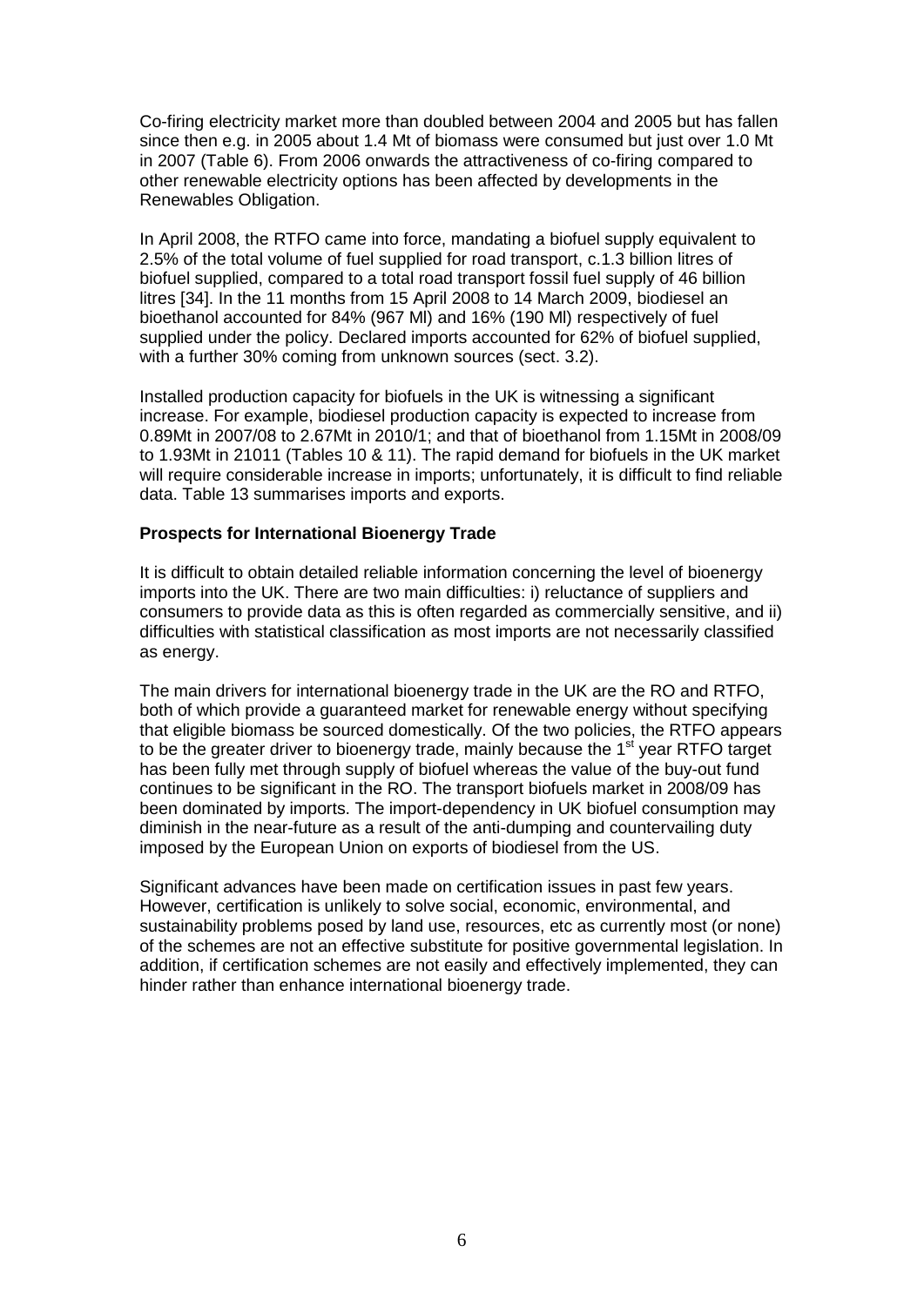Co-firing electricity market more than doubled between 2004 and 2005 but has fallen since then e.g. in 2005 about 1.4 Mt of biomass were consumed but just over 1.0 Mt in 2007 (Table 6). From 2006 onwards the attractiveness of co-firing compared to other renewable electricity options has been affected by developments in the Renewables Obligation.

In April 2008, the RTFO came into force, mandating a biofuel supply equivalent to 2.5% of the total volume of fuel supplied for road transport, c.1.3 billion litres of biofuel supplied, compared to a total road transport fossil fuel supply of 46 billion litres [34]. In the 11 months from 15 April 2008 to 14 March 2009, biodiesel an bioethanol accounted for 84% (967 Ml) and 16% (190 Ml) respectively of fuel supplied under the policy. Declared imports accounted for 62% of biofuel supplied, with a further 30% coming from unknown sources (sect. 3.2).

Installed production capacity for biofuels in the UK is witnessing a significant increase. For example, biodiesel production capacity is expected to increase from 0.89Mt in 2007/08 to 2.67Mt in 2010/1; and that of bioethanol from 1.15Mt in 2008/09 to 1.93Mt in 21011 (Tables 10 & 11). The rapid demand for biofuels in the UK market will require considerable increase in imports; unfortunately, it is difficult to find reliable data. Table 13 summarises imports and exports.

**Prospects for International Bioenergy Trade**

It is difficult to obtain detailed reliable information concerning the level of bioenergy imports into the UK. There are two main difficulties: i) reluctance of suppliers and consumers to provide data as this is often regarded as commercially sensitive, and ii) difficulties with statistical classification as most imports are not necessarily classified as energy.

The main drivers for international bioenergy trade in the UK are the RO and RTFO, both of which provide a guaranteed market for renewable energy without specifying that eligible biomass be sourced domestically. Of the two policies, the RTFO appears to be the greater driver to bioenergy trade, mainly because the 1st year RTFO target has been fully met through supply of biofuel whereas the value of the buy-out fund continues to be significant in the RO. The transport biofuels market in 2008/09 has been dominated by imports. The import-dependency in UK biofuel consumption may diminish in the near-future as a result of the anti-dumping and countervailing duty imposed by the European Union on exports of biodiesel from the US.

Significant advances have been made on certification issues in past few years. However, certification is unlikely to solve social, economic, environmental, and sustainability problems posed by land use, resources, etc as currently most (or none) of the schemes are not an effective substitute for positive governmental legislation. In addition, if certification schemes are not easily and effectively implemented, they can hinder rather than enhance international bioenergy trade.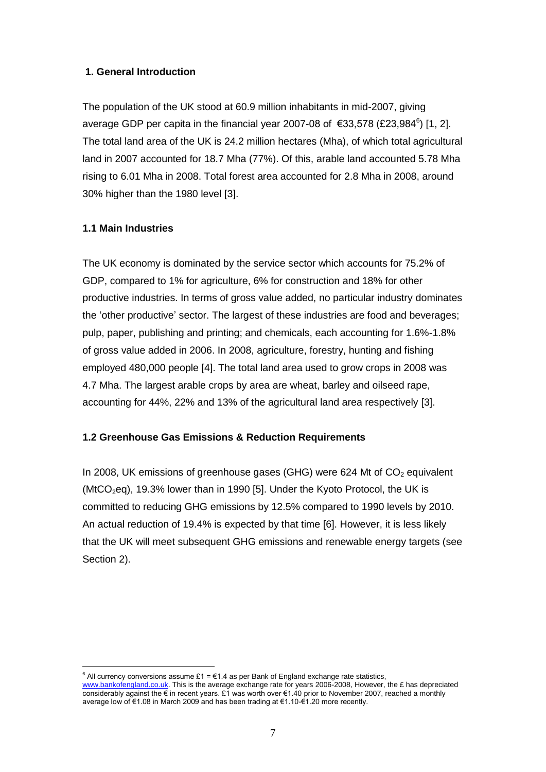## 1. General Introduction

The population of the UK stood at 60.9 million inhabitants in mid-2007, giving average GDP per capita in the financial year 2007-08 of €33,578 (£23,984[6]) [1, 2]. The total land area of the UK is 24.2 million hectares (Mha), of which total agricultural land in 2007 accounted for 18.7 Mha (77%). Of this, arable land accounted 5.78 Mha rising to 6.01 Mha in 2008. Total forest area accounted for 2.8 Mha in 2008, around 30% higher than the 1980 level [3].

### 1.1 Main Industries

The UK economy is dominated by the service sector which accounts for 75.2% of GDP, compared to 1% for agriculture, 6% for construction and 18% for other productive industries. In terms of gross value added, no particular industry dominates the 'other productive' sector. The largest of these industries are food and beverages; pulp, paper, publishing and printing; and chemicals, each accounting for 1.6%-1.8% of gross value added in 2006. In 2008, agriculture, forestry, hunting and fishing employed 480,000 people [4]. The total land area used to grow crops in 2008 was 4.7 Mha. The largest arable crops by area are wheat, barley and oilseed rape, accounting for 44%, 22% and 13% of the agricultural land area respectively [3].

### 1.2 Greenhouse Gas Emissions & Reduction Requirements

In 2008, UK emissions of greenhouse gases (GHG) were 624 Mt of $CO_2$ equivalent ($MtCO_2eq$), 19.3% lower than in 1990 [5]. Under the Kyoto Protocol, the UK is committed to reducing GHG emissions by 12.5% compared to 1990 levels by 2010. An actual reduction of 19.4% is expected by that time [6]. However, it is less likely that the UK will meet subsequent GHG emissions and renewable energy targets (see Section 2).

---

[6] All currency conversions assume £1 = €1.4 as per Bank of England exchange rate statistics, www.bankofengland.co.uk. This is the average exchange rate for years 2006-2008, However, the £ has depreciated considerably against the € in recent years. £1 was worth over €1.40 prior to November 2007, reached a monthly average low of €1.08 in March 2009 and has been trading at €1.10-€1.20 more recently.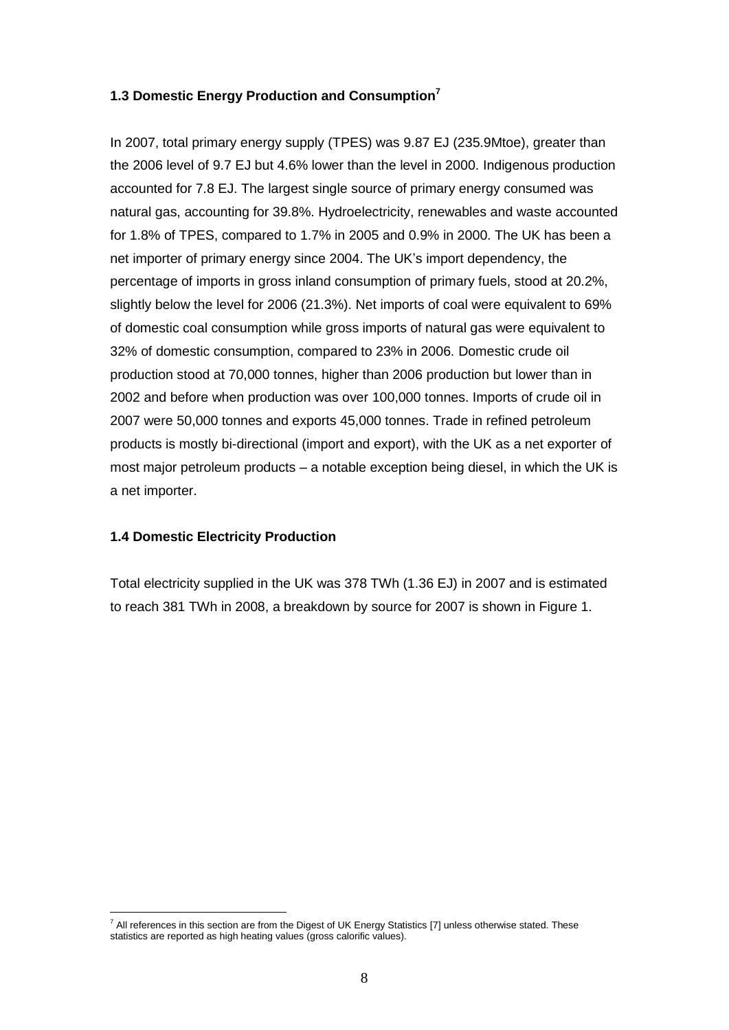### 1.3 Domestic Energy Production and Consumption[7]

In 2007, total primary energy supply (TPES) was 9.87 EJ (235.9Mtoe), greater than the 2006 level of 9.7 EJ but 4.6% lower than the level in 2000. Indigenous production accounted for 7.8 EJ. The largest single source of primary energy consumed was natural gas, accounting for 39.8%. Hydroelectricity, renewables and waste accounted for 1.8% of TPES, compared to 1.7% in 2005 and 0.9% in 2000. The UK has been a net importer of primary energy since 2004. The UK's import dependency, the percentage of imports in gross inland consumption of primary fuels, stood at 20.2%, slightly below the level for 2006 (21.3%). Net imports of coal were equivalent to 69% of domestic coal consumption while gross imports of natural gas were equivalent to 32% of domestic consumption, compared to 23% in 2006. Domestic crude oil production stood at 70,000 tonnes, higher than 2006 production but lower than in 2002 and before when production was over 100,000 tonnes. Imports of crude oil in 2007 were 50,000 tonnes and exports 45,000 tonnes. Trade in refined petroleum products is mostly bi-directional (import and export), with the UK as a net exporter of most major petroleum products – a notable exception being diesel, in which the UK is a net importer.

### 1.4 Domestic Electricity Production

Total electricity supplied in the UK was 378 TWh (1.36 EJ) in 2007 and is estimated to reach 381 TWh in 2008, a breakdown by source for 2007 is shown in Figure 1.

[7] All references in this section are from the Digest of UK Energy Statistics [7] unless otherwise stated. These statistics are reported as high heating values (gross calorific values).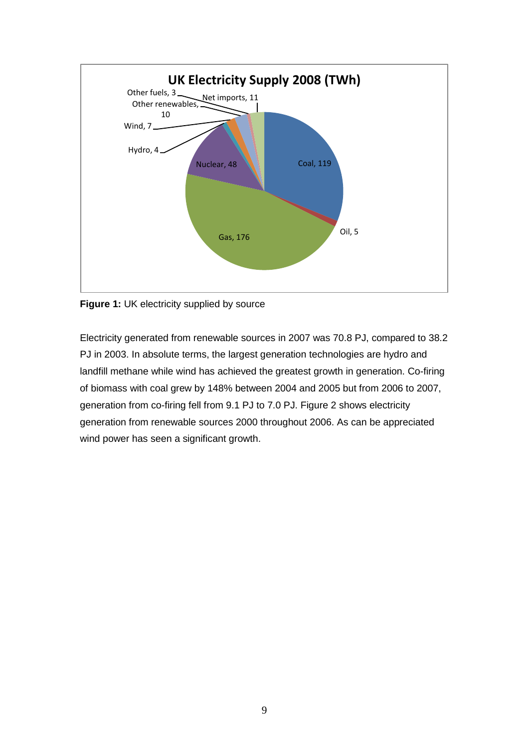**Figure 1:** UK electricity supplied by source

Electricity generated from renewable sources in 2007 was 70.8 PJ, compared to 38.2 PJ in 2003. In absolute terms, the largest generation technologies are hydro and landfill methane while wind has achieved the greatest growth in generation. Co-firing of biomass with coal grew by 148% between 2004 and 2005 but from 2006 to 2007, generation from co-firing fell from 9.1 PJ to 7.0 PJ. Figure 2 shows electricity generation from renewable sources 2000 throughout 2006. As can be appreciated wind power has seen a significant growth.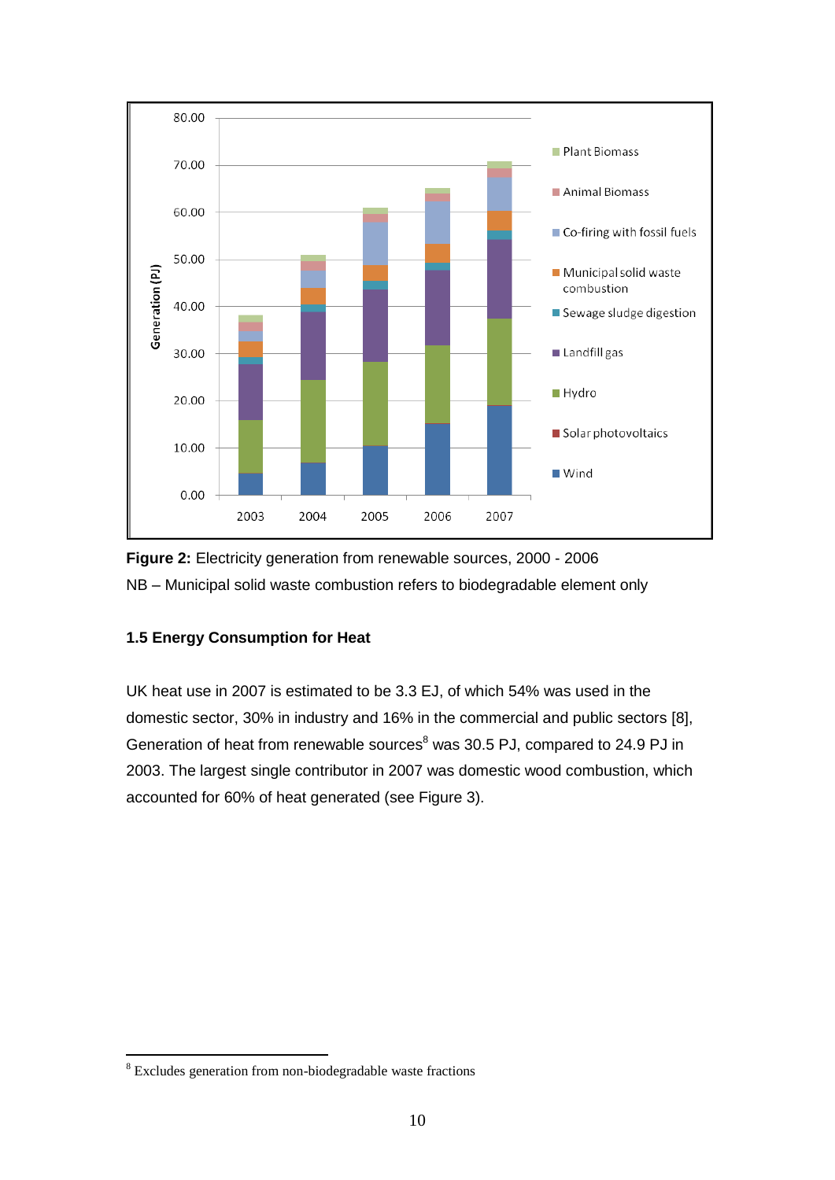**Figure 2:** Electricity generation from renewable sources, 2000 - 2006

NB – Municipal solid waste combustion refers to biodegradable element only

### 1.5 Energy Consumption for Heat

UK heat use in 2007 is estimated to be 3.3 EJ, of which 54% was used in the domestic sector, 30% in industry and 16% in the commercial and public sectors [8], Generation of heat from renewable sources[8] was 30.5 PJ, compared to 24.9 PJ in 2003. The largest single contributor in 2007 was domestic wood combustion, which accounted for 60% of heat generated (see Figure 3).

[8] Excludes generation from non-biodegradable waste fractions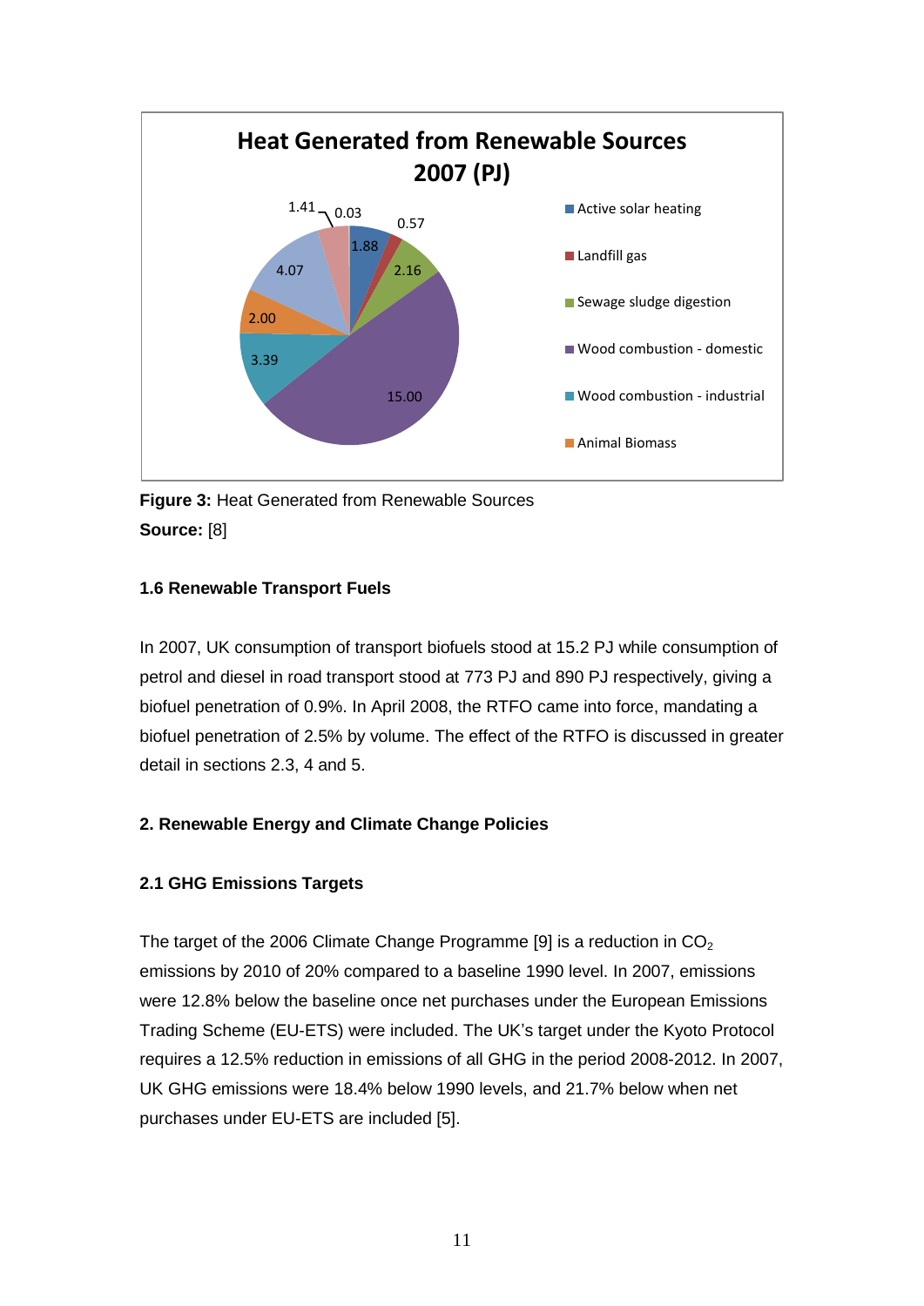**Figure 3:** Heat Generated from Renewable Sources
**Source:** [8]

### 1.6 Renewable Transport Fuels

In 2007, UK consumption of transport biofuels stood at 15.2 PJ while consumption of petrol and diesel in road transport stood at 773 PJ and 890 PJ respectively, giving a biofuel penetration of 0.9%. In April 2008, the RTFO came into force, mandating a biofuel penetration of 2.5% by volume. The effect of the RTFO is discussed in greater detail in sections 2.3, 4 and 5.

## 2. Renewable Energy and Climate Change Policies

### 2.1 GHG Emissions Targets

The target of the 2006 Climate Change Programme [9] is a reduction in $CO_2$ emissions by 2010 of 20% compared to a baseline 1990 level. In 2007, emissions were 12.8% below the baseline once net purchases under the European Emissions Trading Scheme (EU-ETS) were included. The UK's target under the Kyoto Protocol requires a 12.5% reduction in emissions of all GHG in the period 2008-2012. In 2007, UK GHG emissions were 18.4% below 1990 levels, and 21.7% below when net purchases under EU-ETS are included [5].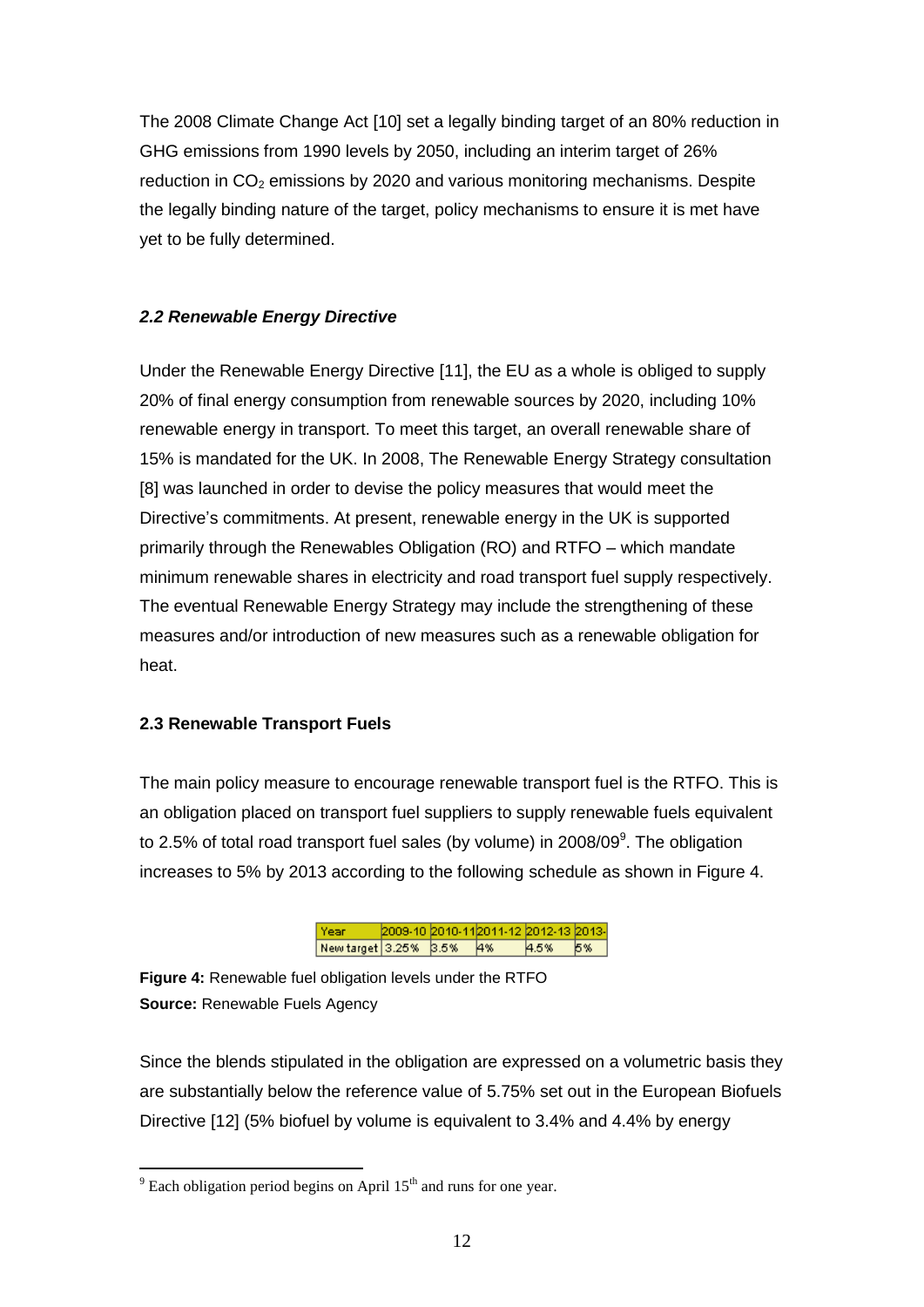The 2008 Climate Change Act [10] set a legally binding target of an 80% reduction in GHG emissions from 1990 levels by 2050, including an interim target of 26% reduction in $CO_2$ emissions by 2020 and various monitoring mechanisms. Despite the legally binding nature of the target, policy mechanisms to ensure it is met have yet to be fully determined.

### *2.2 Renewable Energy Directive*

Under the Renewable Energy Directive [11], the EU as a whole is obliged to supply 20% of final energy consumption from renewable sources by 2020, including 10% renewable energy in transport. To meet this target, an overall renewable share of 15% is mandated for the UK. In 2008, The Renewable Energy Strategy consultation [8] was launched in order to devise the policy measures that would meet the Directive's commitments. At present, renewable energy in the UK is supported primarily through the Renewables Obligation (RO) and RTFO – which mandate minimum renewable shares in electricity and road transport fuel supply respectively. The eventual Renewable Energy Strategy may include the strengthening of these measures and/or introduction of new measures such as a renewable obligation for heat.

### 2.3 Renewable Transport Fuels

The main policy measure to encourage renewable transport fuel is the RTFO. This is an obligation placed on transport fuel suppliers to supply renewable fuels equivalent to 2.5% of total road transport fuel sales (by volume) in 2008/09[9]. The obligation increases to 5% by 2013 according to the following schedule as shown in Figure 4.

| Year | 2009-10 | 2010-11 | 2011-12 | 2012-13 | 2013- |
|---|---|---|---|---|---|
| New target | 3.25% | 3.5% | 4% | 4.5% | 5% |

**Figure 4:** Renewable fuel obligation levels under the RTFO
**Source:** Renewable Fuels Agency

Since the blends stipulated in the obligation are expressed on a volumetric basis they are substantially below the reference value of 5.75% set out in the European Biofuels Directive [12] (5% biofuel by volume is equivalent to 3.4% and 4.4% by energy

[9] Each obligation period begins on April 15th and runs for one year.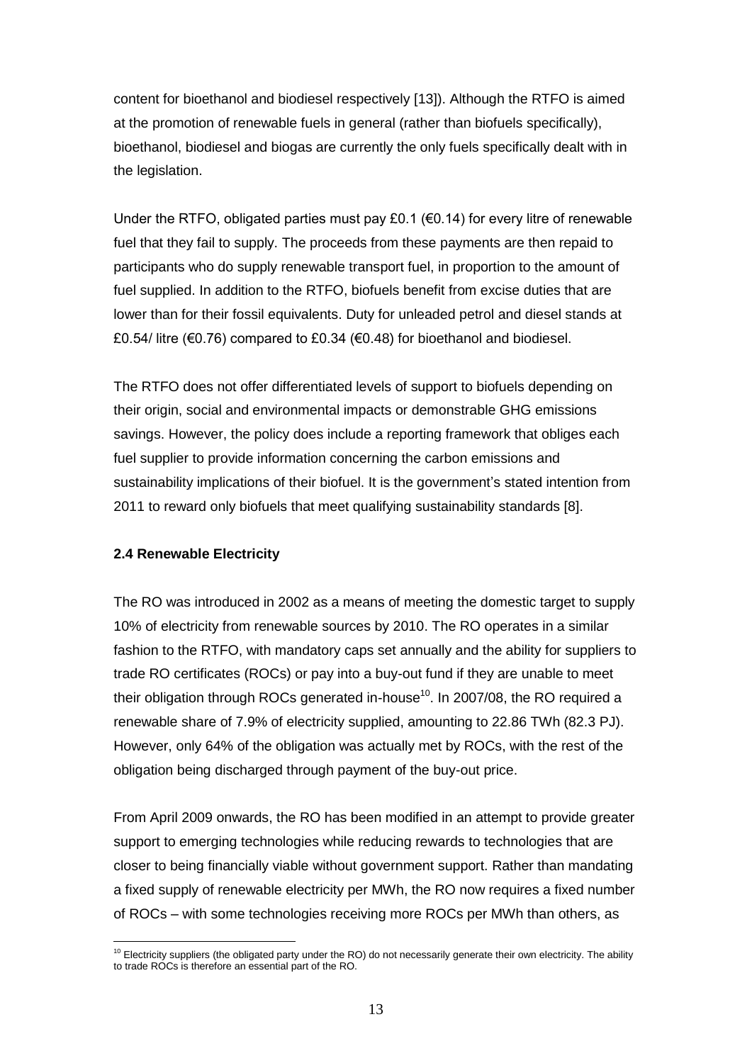content for bioethanol and biodiesel respectively [13]). Although the RTFO is aimed at the promotion of renewable fuels in general (rather than biofuels specifically), bioethanol, biodiesel and biogas are currently the only fuels specifically dealt with in the legislation.

Under the RTFO, obligated parties must pay £0.1 (€0.14) for every litre of renewable fuel that they fail to supply. The proceeds from these payments are then repaid to participants who do supply renewable transport fuel, in proportion to the amount of fuel supplied. In addition to the RTFO, biofuels benefit from excise duties that are lower than for their fossil equivalents. Duty for unleaded petrol and diesel stands at £0.54/ litre (€0.76) compared to £0.34 (€0.48) for bioethanol and biodiesel.

The RTFO does not offer differentiated levels of support to biofuels depending on their origin, social and environmental impacts or demonstrable GHG emissions savings. However, the policy does include a reporting framework that obliges each fuel supplier to provide information concerning the carbon emissions and sustainability implications of their biofuel. It is the government's stated intention from 2011 to reward only biofuels that meet qualifying sustainability standards [8].

### 2.4 Renewable Electricity

The RO was introduced in 2002 as a means of meeting the domestic target to supply 10% of electricity from renewable sources by 2010. The RO operates in a similar fashion to the RTFO, with mandatory caps set annually and the ability for suppliers to trade RO certificates (ROCs) or pay into a buy-out fund if they are unable to meet their obligation through ROCs generated in-house[10]. In 2007/08, the RO required a renewable share of 7.9% of electricity supplied, amounting to 22.86 TWh (82.3 PJ). However, only 64% of the obligation was actually met by ROCs, with the rest of the obligation being discharged through payment of the buy-out price.

From April 2009 onwards, the RO has been modified in an attempt to provide greater support to emerging technologies while reducing rewards to technologies that are closer to being financially viable without government support. Rather than mandating a fixed supply of renewable electricity per MWh, the RO now requires a fixed number of ROCs – with some technologies receiving more ROCs per MWh than others, as

[10] Electricity suppliers (the obligated party under the RO) do not necessarily generate their own electricity. The ability to trade ROCs is therefore an essential part of the RO.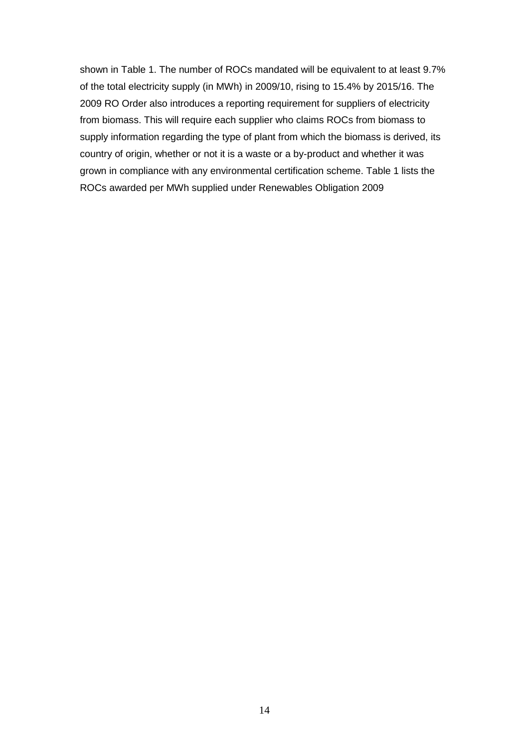shown in Table 1. The number of ROCs mandated will be equivalent to at least 9.7% of the total electricity supply (in MWh) in 2009/10, rising to 15.4% by 2015/16. The 2009 RO Order also introduces a reporting requirement for suppliers of electricity from biomass. This will require each supplier who claims ROCs from biomass to supply information regarding the type of plant from which the biomass is derived, its country of origin, whether or not it is a waste or a by-product and whether it was grown in compliance with any environmental certification scheme. Table 1 lists the ROCs awarded per MWh supplied under Renewables Obligation 2009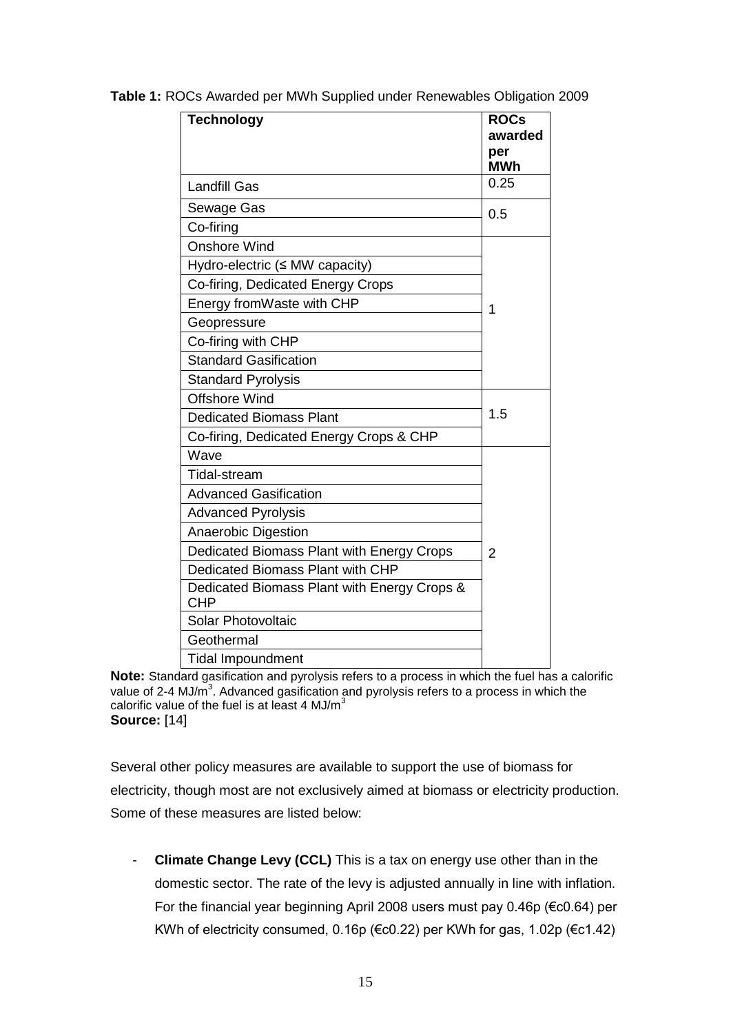**Table 1:** ROCs Awarded per MWh Supplied under Renewables Obligation 2009

| Technology | ROCs awarded per MWh |
|---|---|
| Landfill Gas | 0.25 |
| Sewage Gas | 0.5 |
| Co-firing | |
| Onshore Wind | 1 |
| Hydro-electric (≤ MW capacity) | |
| Co-firing, Dedicated Energy Crops | |
| Energy fromWaste with CHP | |
| Geopressure | |
| Co-firing with CHP | |
| Standard Gasification | |
| Standard Pyrolysis | |
| Offshore Wind | 1.5 |
| Dedicated Biomass Plant | |
| Co-firing, Dedicated Energy Crops & CHP | |
| Wave | 2 |
| Tidal-stream | |
| Advanced Gasification | |
| Advanced Pyrolysis | |
| Anaerobic Digestion | |
| Dedicated Biomass Plant with Energy Crops | |
| Dedicated Biomass Plant with CHP | |
| Dedicated Biomass Plant with Energy Crops & CHP | |
| Solar Photovoltaic | |
| Geothermal | |
| Tidal Impoundment | |

**Note:** Standard gasification and pyrolysis refers to a process in which the fuel has a calorific value of 2-4 MJ/m$^3$. Advanced gasification and pyrolysis refers to a process in which the calorific value of the fuel is at least 4 MJ/m$^3$

**Source:** [14]

Several other policy measures are available to support the use of biomass for electricity, though most are not exclusively aimed at biomass or electricity production. Some of these measures are listed below:

- **Climate Change Levy (CCL)** This is a tax on energy use other than in the domestic sector. The rate of the levy is adjusted annually in line with inflation. For the financial year beginning April 2008 users must pay 0.46p (€c0.64) per KWh of electricity consumed, 0.16p (€c0.22) per KWh for gas, 1.02p (€c1.42)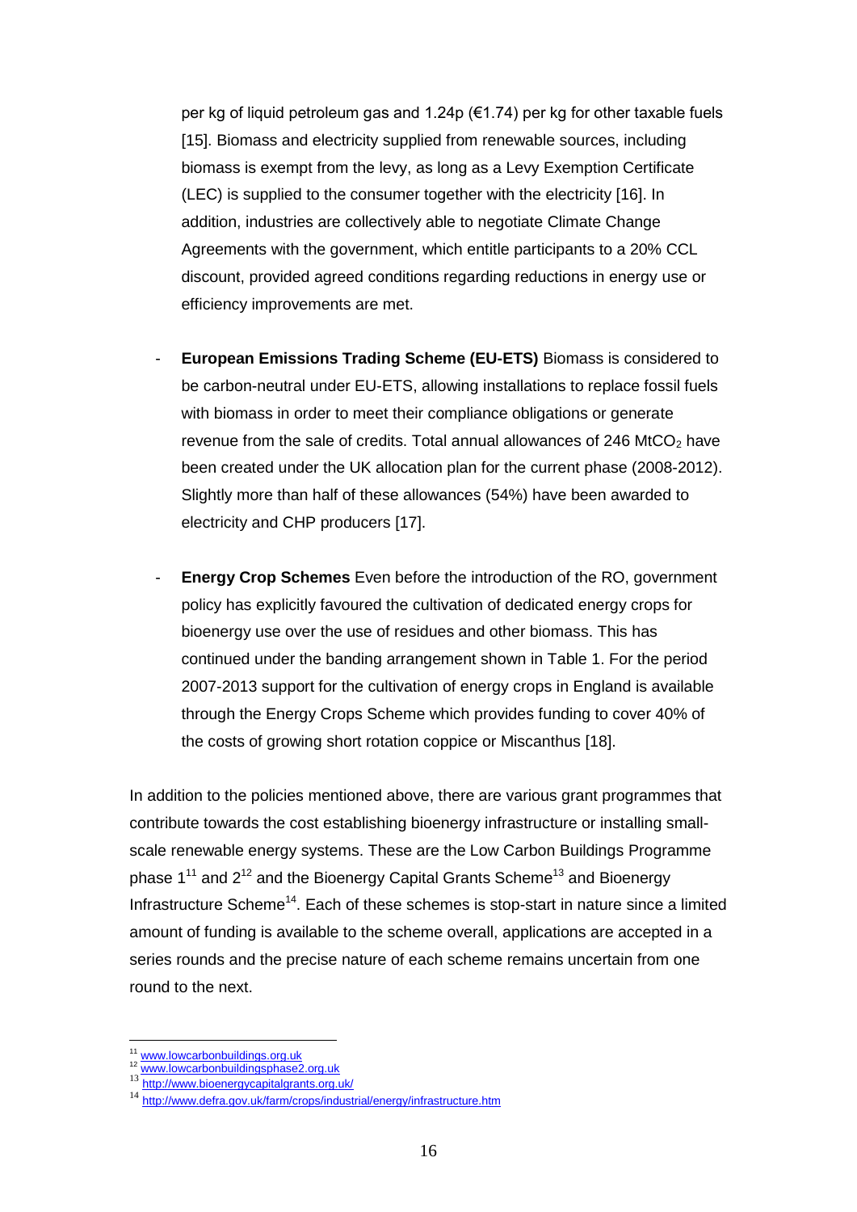per kg of liquid petroleum gas and 1.24p (€1.74) per kg for other taxable fuels [15]. Biomass and electricity supplied from renewable sources, including biomass is exempt from the levy, as long as a Levy Exemption Certificate (LEC) is supplied to the consumer together with the electricity [16]. In addition, industries are collectively able to negotiate Climate Change Agreements with the government, which entitle participants to a 20% CCL discount, provided agreed conditions regarding reductions in energy use or efficiency improvements are met.

- **European Emissions Trading Scheme (EU-ETS)** Biomass is considered to be carbon-neutral under EU-ETS, allowing installations to replace fossil fuels with biomass in order to meet their compliance obligations or generate revenue from the sale of credits. Total annual allowances of 246 $MtCO_2$ have been created under the UK allocation plan for the current phase (2008-2012). Slightly more than half of these allowances (54%) have been awarded to electricity and CHP producers [17].

- **Energy Crop Schemes** Even before the introduction of the RO, government policy has explicitly favoured the cultivation of dedicated energy crops for bioenergy use over the use of residues and other biomass. This has continued under the banding arrangement shown in Table 1. For the period 2007-2013 support for the cultivation of energy crops in England is available through the Energy Crops Scheme which provides funding to cover 40% of the costs of growing short rotation coppice or Miscanthus [18].

In addition to the policies mentioned above, there are various grant programmes that contribute towards the cost establishing bioenergy infrastructure or installing small-scale renewable energy systems. These are the Low Carbon Buildings Programme phase 1[11] and 2[12] and the Bioenergy Capital Grants Scheme[13] and Bioenergy Infrastructure Scheme[14]. Each of these schemes is stop-start in nature since a limited amount of funding is available to the scheme overall, applications are accepted in a series rounds and the precise nature of each scheme remains uncertain from one round to the next.

---

[11] www.lowcarbonbuildings.org.uk

[12] www.lowcarbonbuildingsphase2.org.uk

[13] http://www.bioenergycapitalgrants.org.uk/

[14] http://www.defra.gov.uk/farm/crops/industrial/energy/infrastructure.htm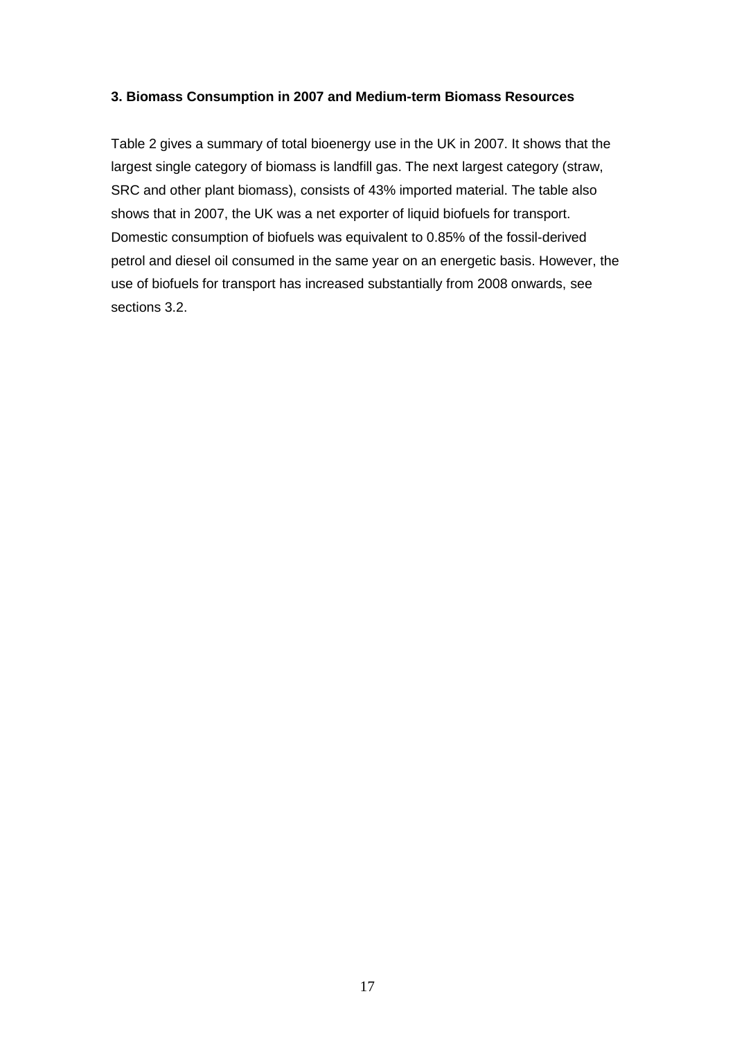## 3. Biomass Consumption in 2007 and Medium-term Biomass Resources

Table 2 gives a summary of total bioenergy use in the UK in 2007. It shows that the largest single category of biomass is landfill gas. The next largest category (straw, SRC and other plant biomass), consists of 43% imported material. The table also shows that in 2007, the UK was a net exporter of liquid biofuels for transport. Domestic consumption of biofuels was equivalent to 0.85% of the fossil-derived petrol and diesel oil consumed in the same year on an energetic basis. However, the use of biofuels for transport has increased substantially from 2008 onwards, see sections 3.2.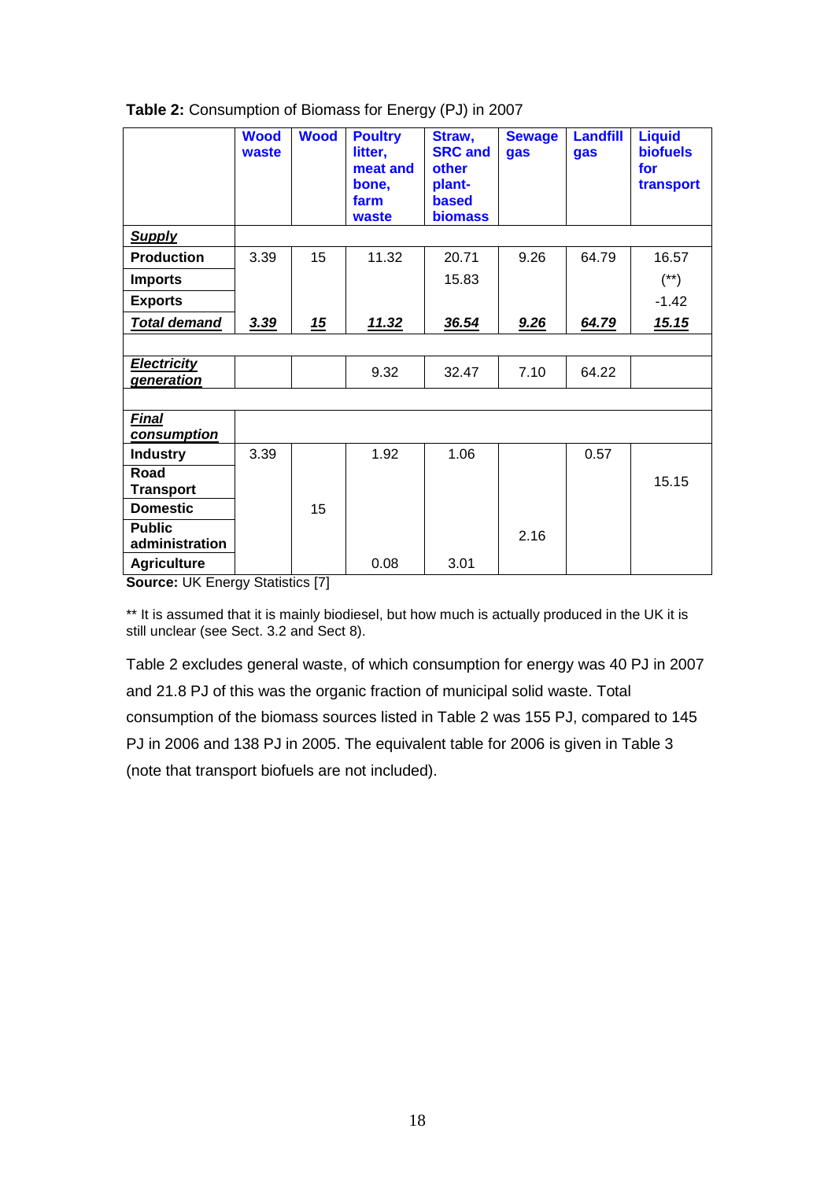**Table 2:** Consumption of Biomass for Energy (PJ) in 2007

| | Wood waste | Wood | Poultry litter, meat and bone, farm waste | Straw, SRC and other plant-based biomass | Sewage gas | Landfill gas | Liquid biofuels for transport |
|---|---|---|---|---|---|---|---|
| ***Supply*** | | | | | | | |
| **Production** | 3.39 | 15 | 11.32 | 20.71 | 9.26 | 64.79 | 16.57 |
| **Imports** | | | | 15.83 | | | (**) |
| **Exports** | | | | | | | -1.42 |
| ***Total demand*** | ***3.39*** | ***15*** | ***11.32*** | ***36.54*** | ***9.26*** | ***64.79*** | ***15.15*** |
| | | | | | | | |
| ***Electricity generation*** | | | 9.32 | 32.47 | 7.10 | 64.22 | |
| | | | | | | | |
| ***Final consumption*** | | | | | | | |
| **Industry** | 3.39 | | 1.92 | 1.06 | | 0.57 | |
| **Road Transport** | | | | | | | 15.15 |
| **Domestic** | | 15 | | | | | |
| **Public administration** | | | | | 2.16 | | |
| **Agriculture** | | | 0.08 | 3.01 | | | |

**Source:** UK Energy Statistics [7]

** It is assumed that it is mainly biodiesel, but how much is actually produced in the UK it is still unclear (see Sect. 3.2 and Sect 8).

Table 2 excludes general waste, of which consumption for energy was 40 PJ in 2007 and 21.8 PJ of this was the organic fraction of municipal solid waste. Total consumption of the biomass sources listed in Table 2 was 155 PJ, compared to 145 PJ in 2006 and 138 PJ in 2005. The equivalent table for 2006 is given in Table 3 (note that transport biofuels are not included).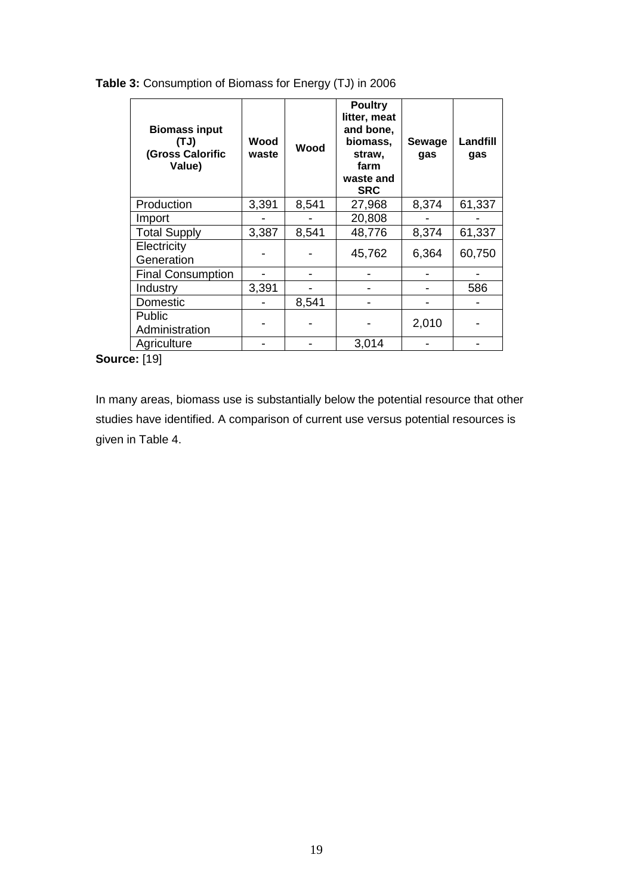**Table 3:** Consumption of Biomass for Energy (TJ) in 2006

| Biomass input (TJ) (Gross Calorific Value) | Wood waste | Wood | Poultry litter, meat and bone, biomass, straw, farm waste and SRC | Sewage gas | Landfill gas |
|---|---|---|---|---|---|
| Production | 3,391 | 8,541 | 27,968 | 8,374 | 61,337 |
| Import | - | - | 20,808 | - | - |
| Total Supply | 3,387 | 8,541 | 48,776 | 8,374 | 61,337 |
| Electricity Generation | - | - | 45,762 | 6,364 | 60,750 |
| Final Consumption | - | - | - | - | - |
| Industry | 3,391 | - | - | - | 586 |
| Domestic | - | 8,541 | - | - | - |
| Public Administration | - | - | - | 2,010 | - |
| Agriculture | - | - | 3,014 | - | - |

**Source:** [19]

In many areas, biomass use is substantially below the potential resource that other studies have identified. A comparison of current use versus potential resources is given in Table 4.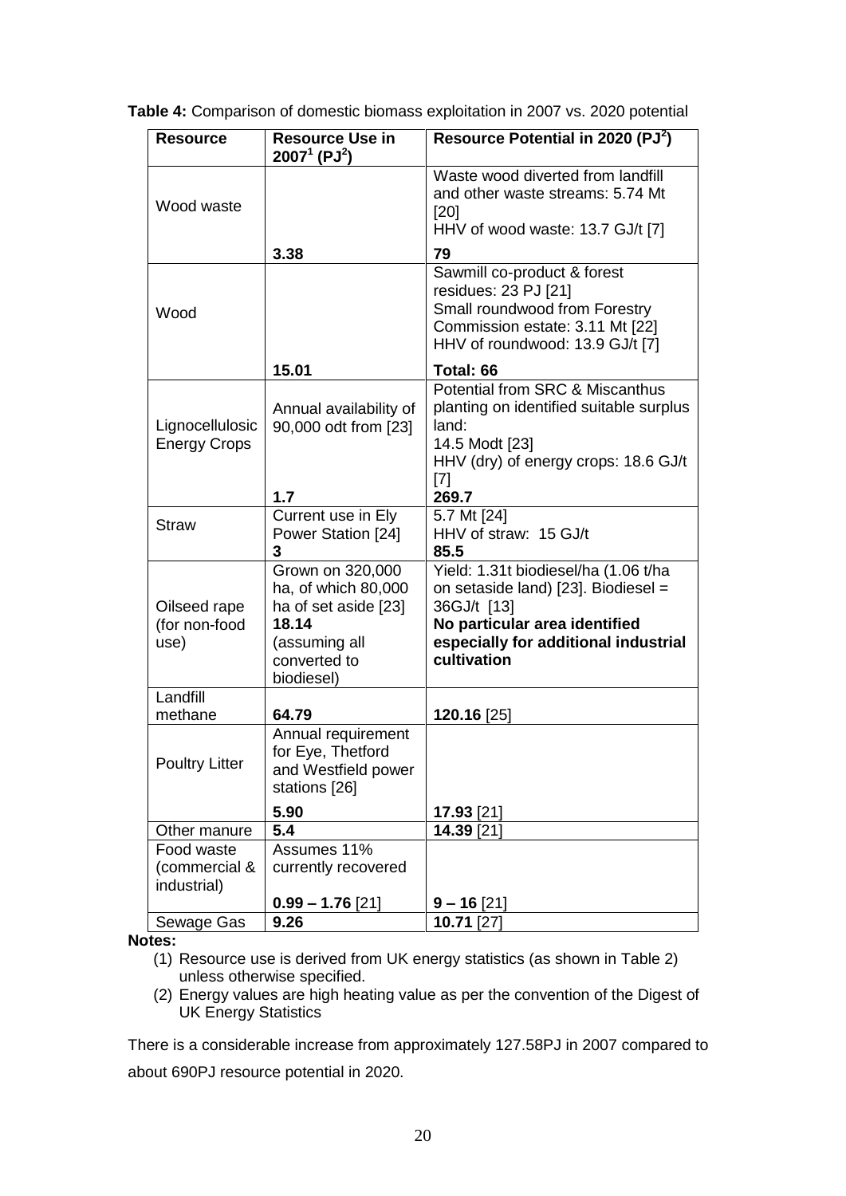**Table 4:** Comparison of domestic biomass exploitation in 2007 vs. 2020 potential

| Resource | Resource Use in 2007[1] (PJ[2]) | Resource Potential in 2020 (PJ[2]) |
|---|---|---|
| Wood waste | **3.38** | Waste wood diverted from landfill and other waste streams: 5.74 Mt [20]<br>HHV of wood waste: 13.7 GJ/t [7]<br>**79** |
| Wood | **15.01** | Sawmill co-product & forest residues: 23 PJ [21]<br>Small roundwood from Forestry Commission estate: 3.11 Mt [22]<br>HHV of roundwood: 13.9 GJ/t [7]<br>**Total: 66** |
| Lignocellulosic Energy Crops | Annual availability of 90,000 odt from [23]<br>**1.7** | Potential from SRC & Miscanthus planting on identified suitable surplus land:<br>14.5 Modt [23]<br>HHV (dry) of energy crops: 18.6 GJ/t [7]<br>**269.7** |
| Straw | Current use in Ely Power Station [24]<br>**3** | 5.7 Mt [24]<br>HHV of straw: 15 GJ/t<br>**85.5** |
| Oilseed rape (for non-food use) | Grown on 320,000 ha, of which 80,000 ha of set aside [23]<br>**18.14**<br>(assuming all converted to biodiesel) | Yield: 1.31t biodiesel/ha (1.06 t/ha on setaside land) [23]. Biodiesel = 36GJ/t [13]<br>**No particular area identified especially for additional industrial cultivation** |
| Landfill methane | **64.79** | **120.16** [25] |
| Poultry Litter | Annual requirement for Eye, Thetford and Westfield power stations [26]<br>**5.90** | **17.93** [21] |
| Other manure | **5.4** | **14.39** [21] |
| Food waste (commercial & industrial) | Assumes 11% currently recovered<br>**0.99 – 1.76** [21] | **9 – 16** [21] |
| Sewage Gas | **9.26** | **10.71** [27] |

**Notes:**

(1) Resource use is derived from UK energy statistics (as shown in Table 2) unless otherwise specified.

(2) Energy values are high heating value as per the convention of the Digest of UK Energy Statistics

There is a considerable increase from approximately 127.58PJ in 2007 compared to about 690PJ resource potential in 2020.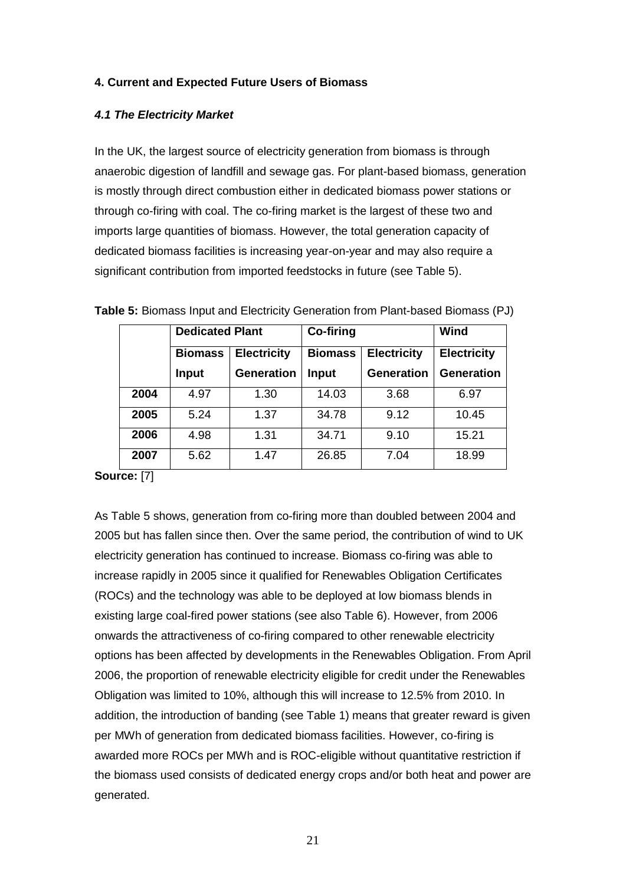## 4. Current and Expected Future Users of Biomass

### *4.1 The Electricity Market*

In the UK, the largest source of electricity generation from biomass is through anaerobic digestion of landfill and sewage gas. For plant-based biomass, generation is mostly through direct combustion either in dedicated biomass power stations or through co-firing with coal. The co-firing market is the largest of these two and imports large quantities of biomass. However, the total generation capacity of dedicated biomass facilities is increasing year-on-year and may also require a significant contribution from imported feedstocks in future (see Table 5).

**Table 5:** Biomass Input and Electricity Generation from Plant-based Biomass (PJ)

| | **Dedicated Plant** | | **Co-firing** | | **Wind** |
|---|---|---|---|---|---|
| | **Biomass Input** | **Electricity Generation** | **Biomass Input** | **Electricity Generation** | **Electricity Generation** |
| **2004** | 4.97 | 1.30 | 14.03 | 3.68 | 6.97 |
| **2005** | 5.24 | 1.37 | 34.78 | 9.12 | 10.45 |
| **2006** | 4.98 | 1.31 | 34.71 | 9.10 | 15.21 |
| **2007** | 5.62 | 1.47 | 26.85 | 7.04 | 18.99 |

**Source:** [7]

As Table 5 shows, generation from co-firing more than doubled between 2004 and 2005 but has fallen since then. Over the same period, the contribution of wind to UK electricity generation has continued to increase. Biomass co-firing was able to increase rapidly in 2005 since it qualified for Renewables Obligation Certificates (ROCs) and the technology was able to be deployed at low biomass blends in existing large coal-fired power stations (see also Table 6). However, from 2006 onwards the attractiveness of co-firing compared to other renewable electricity options has been affected by developments in the Renewables Obligation. From April 2006, the proportion of renewable electricity eligible for credit under the Renewables Obligation was limited to 10%, although this will increase to 12.5% from 2010. In addition, the introduction of banding (see Table 1) means that greater reward is given per MWh of generation from dedicated biomass facilities. However, co-firing is awarded more ROCs per MWh and is ROC-eligible without quantitative restriction if the biomass used consists of dedicated energy crops and/or both heat and power are generated.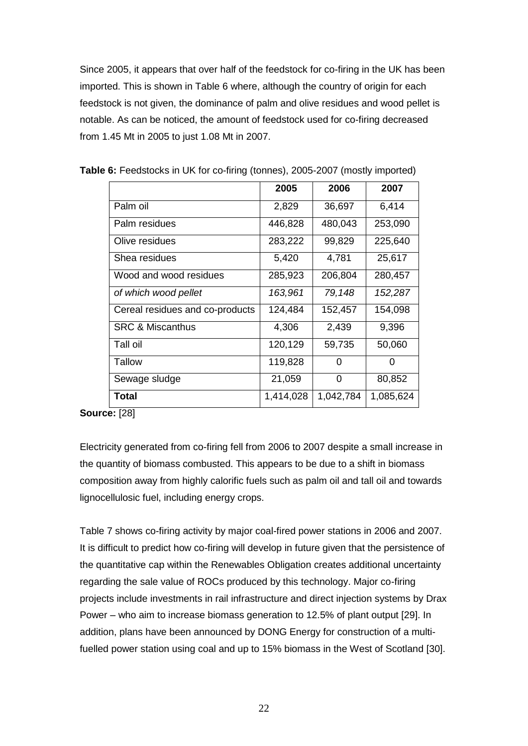Since 2005, it appears that over half of the feedstock for co-firing in the UK has been imported. This is shown in Table 6 where, although the country of origin for each feedstock is not given, the dominance of palm and olive residues and wood pellet is notable. As can be noticed, the amount of feedstock used for co-firing decreased from 1.45 Mt in 2005 to just 1.08 Mt in 2007.

**Table 6:** Feedstocks in UK for co-firing (tonnes), 2005-2007 (mostly imported)

| | 2005 | 2006 | 2007 |
|---|---|---|---|
| Palm oil | 2,829 | 36,697 | 6,414 |
| Palm residues | 446,828 | 480,043 | 253,090 |
| Olive residues | 283,222 | 99,829 | 225,640 |
| Shea residues | 5,420 | 4,781 | 25,617 |
| Wood and wood residues | 285,923 | 206,804 | 280,457 |
| *of which wood pellet* | *163,961* | *79,148* | *152,287* |
| Cereal residues and co-products | 124,484 | 152,457 | 154,098 |
| SRC & Miscanthus | 4,306 | 2,439 | 9,396 |
| Tall oil | 120,129 | 59,735 | 50,060 |
| Tallow | 119,828 | 0 | 0 |
| Sewage sludge | 21,059 | 0 | 80,852 |
| **Total** | 1,414,028 | 1,042,784 | 1,085,624 |

**Source:** [28]

Electricity generated from co-firing fell from 2006 to 2007 despite a small increase in the quantity of biomass combusted. This appears to be due to a shift in biomass composition away from highly calorific fuels such as palm oil and tall oil and towards lignocellulosic fuel, including energy crops.

Table 7 shows co-firing activity by major coal-fired power stations in 2006 and 2007. It is difficult to predict how co-firing will develop in future given that the persistence of the quantitative cap within the Renewables Obligation creates additional uncertainty regarding the sale value of ROCs produced by this technology. Major co-firing projects include investments in rail infrastructure and direct injection systems by Drax Power – who aim to increase biomass generation to 12.5% of plant output [29]. In addition, plans have been announced by DONG Energy for construction of a multi-fuelled power station using coal and up to 15% biomass in the West of Scotland [30].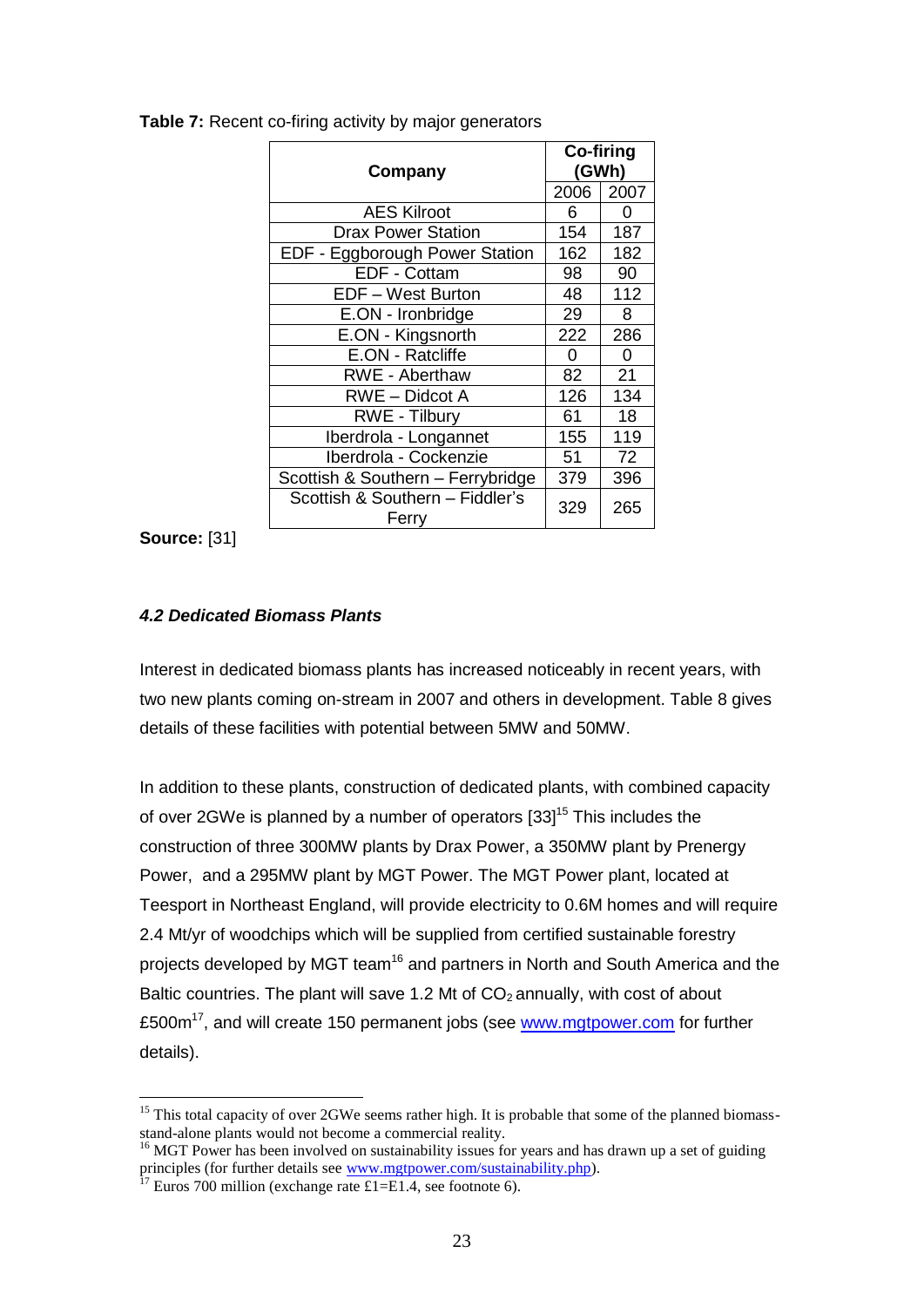**Table 7:** Recent co-firing activity by major generators

| Company | Co-firing (GWh) | |
|---|---|---|
| | 2006 | 2007 |
| AES Kilroot | 6 | 0 |
| Drax Power Station | 154 | 187 |
| EDF - Eggborough Power Station | 162 | 182 |
| EDF - Cottam | 98 | 90 |
| EDF – West Burton | 48 | 112 |
| E.ON - Ironbridge | 29 | 8 |
| E.ON - Kingsnorth | 222 | 286 |
| E.ON - Ratcliffe | 0 | 0 |
| RWE - Aberthaw | 82 | 21 |
| RWE – Didcot A | 126 | 134 |
| RWE - Tilbury | 61 | 18 |
| Iberdrola - Longannet | 155 | 119 |
| Iberdrola - Cockenzie | 51 | 72 |
| Scottish & Southern – Ferrybridge | 379 | 396 |
| Scottish & Southern – Fiddler's Ferry | 329 | 265 |

**Source:** [31]

### *4.2 Dedicated Biomass Plants*

Interest in dedicated biomass plants has increased noticeably in recent years, with two new plants coming on-stream in 2007 and others in development. Table 8 gives details of these facilities with potential between 5MW and 50MW.

In addition to these plants, construction of dedicated plants, with combined capacity of over 2GWe is planned by a number of operators [33][15] This includes the construction of three 300MW plants by Drax Power, a 350MW plant by Prenergy Power, and a 295MW plant by MGT Power. The MGT Power plant, located at Teesport in Northeast England, will provide electricity to 0.6M homes and will require 2.4 Mt/yr of woodchips which will be supplied from certified sustainable forestry projects developed by MGT team[16] and partners in North and South America and the Baltic countries. The plant will save 1.2 Mt of $CO_2$ annually, with cost of about £500m[17], and will create 150 permanent jobs (see www.mgtpower.com for further details).

---

[15] This total capacity of over 2GWe seems rather high. It is probable that some of the planned biomass-stand-alone plants would not become a commercial reality.

[16] MGT Power has been involved on sustainability issues for years and has drawn up a set of guiding principles (for further details see www.mgtpower.com/sustainability.php).

[17] Euros 700 million (exchange rate £1=E1.4, see footnote 6).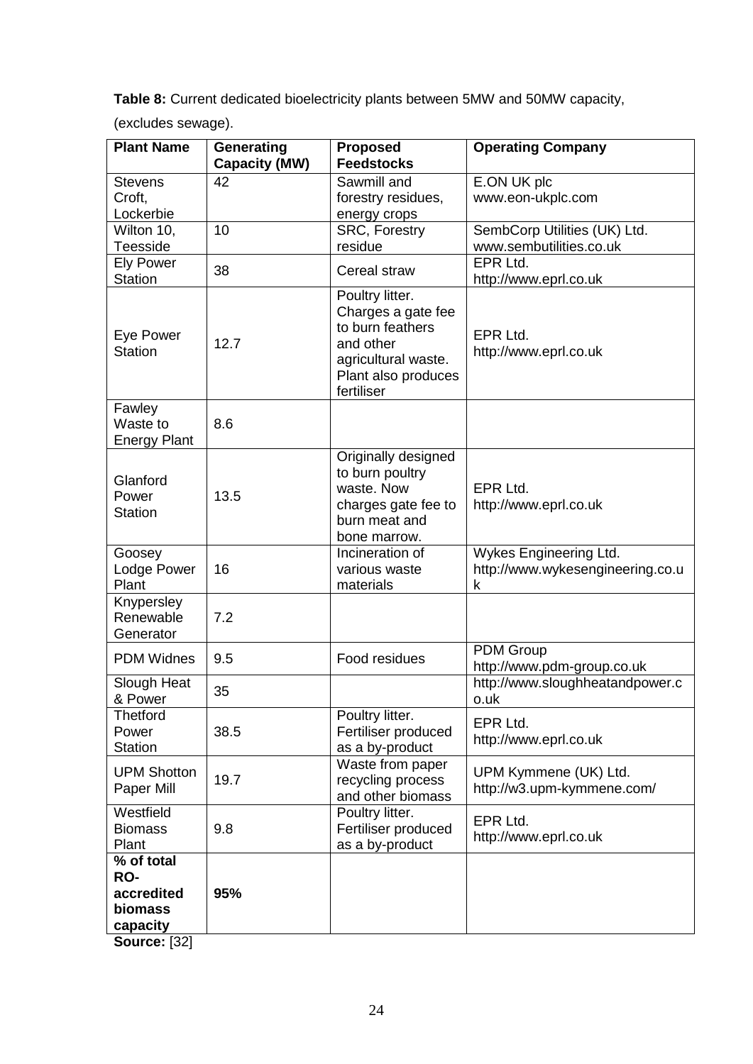**Table 8:** Current dedicated bioelectricity plants between 5MW and 50MW capacity, (excludes sewage).

| Plant Name | Generating Capacity (MW) | Proposed Feedstocks | Operating Company |
| --- | --- | --- | --- |
| Stevens Croft, Lockerbie | 42 | Sawmill and forestry residues, energy crops | E.ON UK plc www.eon-ukplc.com |
| Wilton 10, Teesside | 10 | SRC, Forestry residue | SembCorp Utilities (UK) Ltd. www.sembutilities.co.uk |
| Ely Power Station | 38 | Cereal straw | EPR Ltd. http://www.eprl.co.uk |
| Eye Power Station | 12.7 | Poultry litter. Charges a gate fee to burn feathers and other agricultural waste. Plant also produces fertiliser | EPR Ltd. http://www.eprl.co.uk |
| Fawley Waste to Energy Plant | 8.6 | | |
| Glanford Power Station | 13.5 | Originally designed to burn poultry waste. Now charges gate fee to burn meat and bone marrow. | EPR Ltd. http://www.eprl.co.uk |
| Goosey Lodge Power Plant | 16 | Incineration of various waste materials | Wykes Engineering Ltd. http://www.wykesengineering.co.uk |
| Knypersley Renewable Generator | 7.2 | | |
| PDM Widnes | 9.5 | Food residues | PDM Group http://www.pdm-group.co.uk |
| Slough Heat & Power | 35 | | http://www.sloughheatandpower.co.uk |
| Thetford Power Station | 38.5 | Poultry litter. Fertiliser produced as a by-product | EPR Ltd. http://www.eprl.co.uk |
| UPM Shotton Paper Mill | 19.7 | Waste from paper recycling process and other biomass | UPM Kymmene (UK) Ltd. http://w3.upm-kymmene.com/ |
| Westfield Biomass Plant | 9.8 | Poultry litter. Fertiliser produced as a by-product | EPR Ltd. http://www.eprl.co.uk |
| **% of total RO-accredited biomass capacity** | **95%** | | |

**Source:** [32]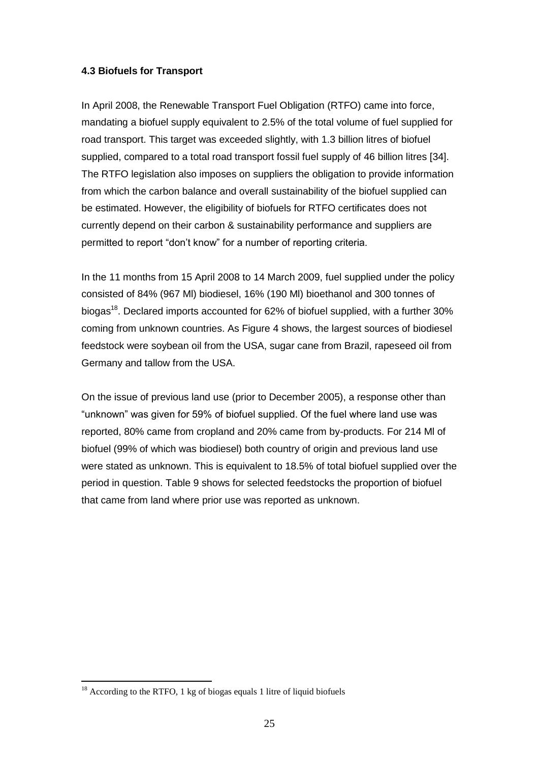### 4.3 Biofuels for Transport

In April 2008, the Renewable Transport Fuel Obligation (RTFO) came into force, mandating a biofuel supply equivalent to 2.5% of the total volume of fuel supplied for road transport. This target was exceeded slightly, with 1.3 billion litres of biofuel supplied, compared to a total road transport fossil fuel supply of 46 billion litres [34]. The RTFO legislation also imposes on suppliers the obligation to provide information from which the carbon balance and overall sustainability of the biofuel supplied can be estimated. However, the eligibility of biofuels for RTFO certificates does not currently depend on their carbon & sustainability performance and suppliers are permitted to report "don't know" for a number of reporting criteria.

In the 11 months from 15 April 2008 to 14 March 2009, fuel supplied under the policy consisted of 84% (967 Ml) biodiesel, 16% (190 Ml) bioethanol and 300 tonnes of biogas[18]. Declared imports accounted for 62% of biofuel supplied, with a further 30% coming from unknown countries. As Figure 4 shows, the largest sources of biodiesel feedstock were soybean oil from the USA, sugar cane from Brazil, rapeseed oil from Germany and tallow from the USA.

On the issue of previous land use (prior to December 2005), a response other than "unknown" was given for 59% of biofuel supplied. Of the fuel where land use was reported, 80% came from cropland and 20% came from by-products. For 214 Ml of biofuel (99% of which was biodiesel) both country of origin and previous land use were stated as unknown. This is equivalent to 18.5% of total biofuel supplied over the period in question. Table 9 shows for selected feedstocks the proportion of biofuel that came from land where prior use was reported as unknown.

[18] According to the RTFO, 1 kg of biogas equals 1 litre of liquid biofuels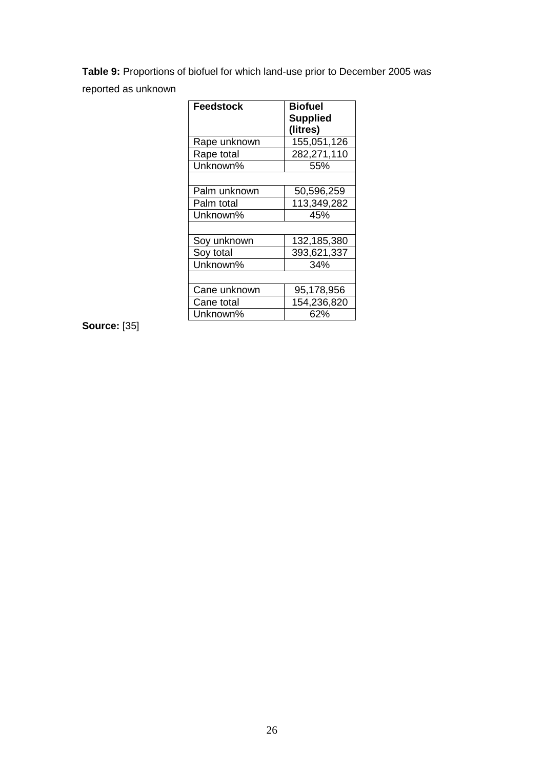**Table 9:** Proportions of biofuel for which land-use prior to December 2005 was reported as unknown

| Feedstock | Biofuel Supplied (litres) |
|---|---|
| Rape unknown | 155,051,126 |
| Rape total | 282,271,110 |
| Unknown% | 55% |
| | |
| Palm unknown | 50,596,259 |
| Palm total | 113,349,282 |
| Unknown% | 45% |
| | |
| Soy unknown | 132,185,380 |
| Soy total | 393,621,337 |
| Unknown% | 34% |
| | |
| Cane unknown | 95,178,956 |
| Cane total | 154,236,820 |
| Unknown% | 62% |

**Source:** [35]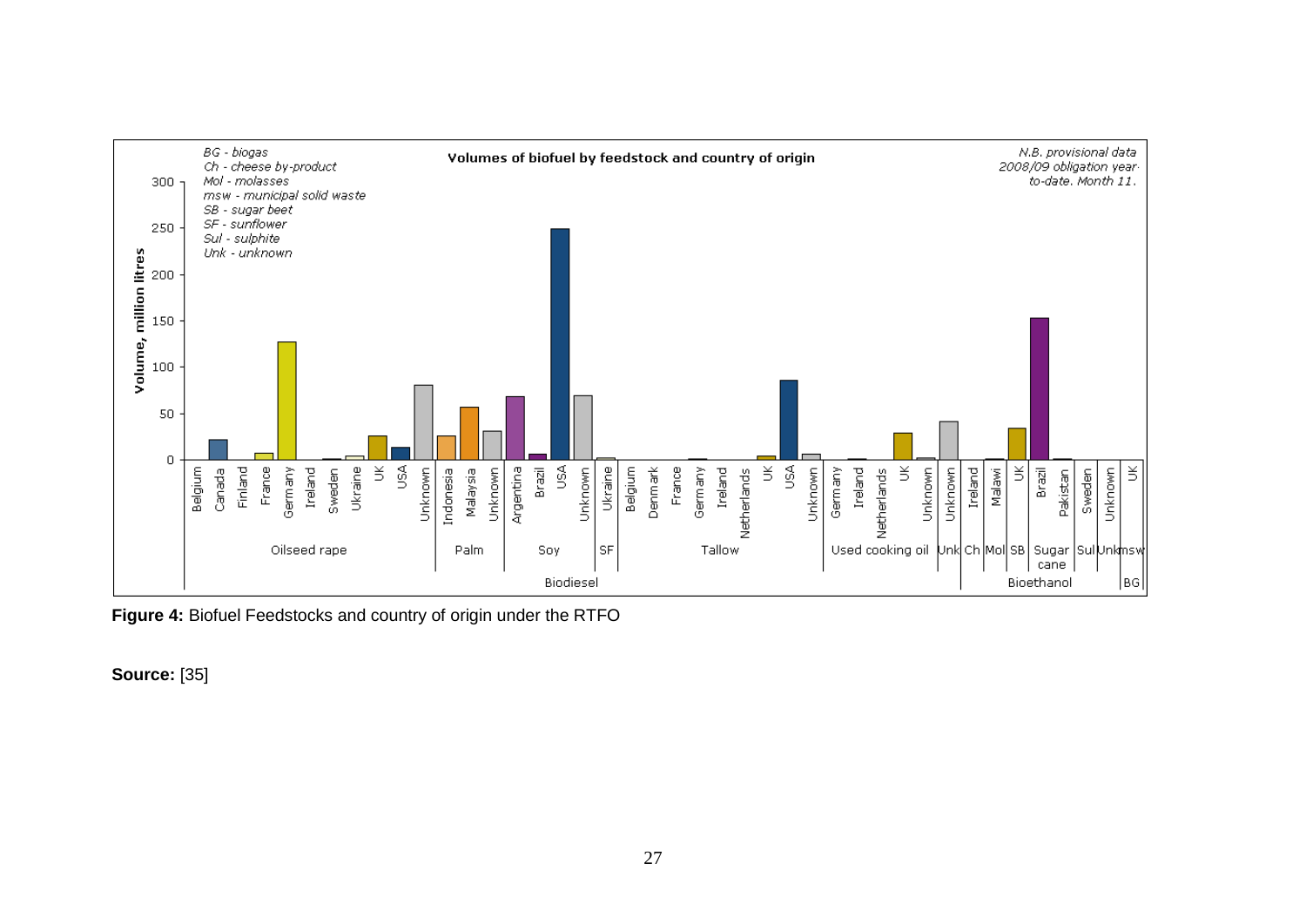**Figure 4:** Biofuel Feedstocks and country of origin under the RTFO

**Source:** [35]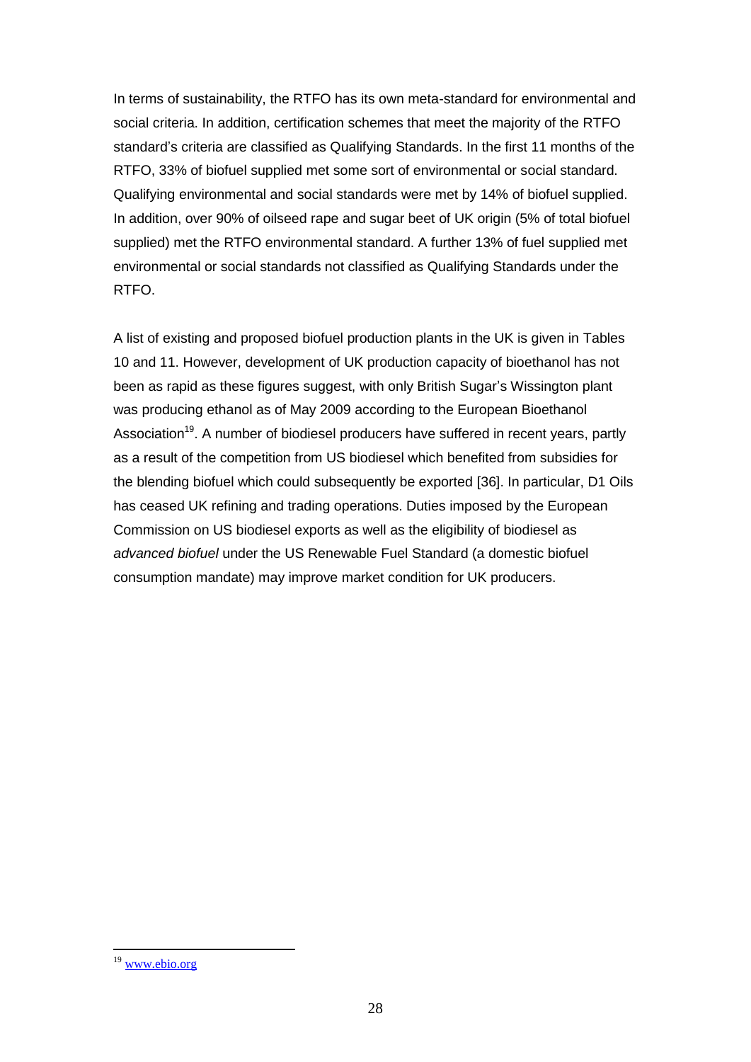In terms of sustainability, the RTFO has its own meta-standard for environmental and social criteria. In addition, certification schemes that meet the majority of the RTFO standard's criteria are classified as Qualifying Standards. In the first 11 months of the RTFO, 33% of biofuel supplied met some sort of environmental or social standard. Qualifying environmental and social standards were met by 14% of biofuel supplied. In addition, over 90% of oilseed rape and sugar beet of UK origin (5% of total biofuel supplied) met the RTFO environmental standard. A further 13% of fuel supplied met environmental or social standards not classified as Qualifying Standards under the RTFO.

A list of existing and proposed biofuel production plants in the UK is given in Tables 10 and 11. However, development of UK production capacity of bioethanol has not been as rapid as these figures suggest, with only British Sugar's Wissington plant was producing ethanol as of May 2009 according to the European Bioethanol Association[19]. A number of biodiesel producers have suffered in recent years, partly as a result of the competition from US biodiesel which benefited from subsidies for the blending biofuel which could subsequently be exported [36]. In particular, D1 Oils has ceased UK refining and trading operations. Duties imposed by the European Commission on US biodiesel exports as well as the eligibility of biodiesel as *advanced biofuel* under the US Renewable Fuel Standard (a domestic biofuel consumption mandate) may improve market condition for UK producers.

---

[19] www.ebio.org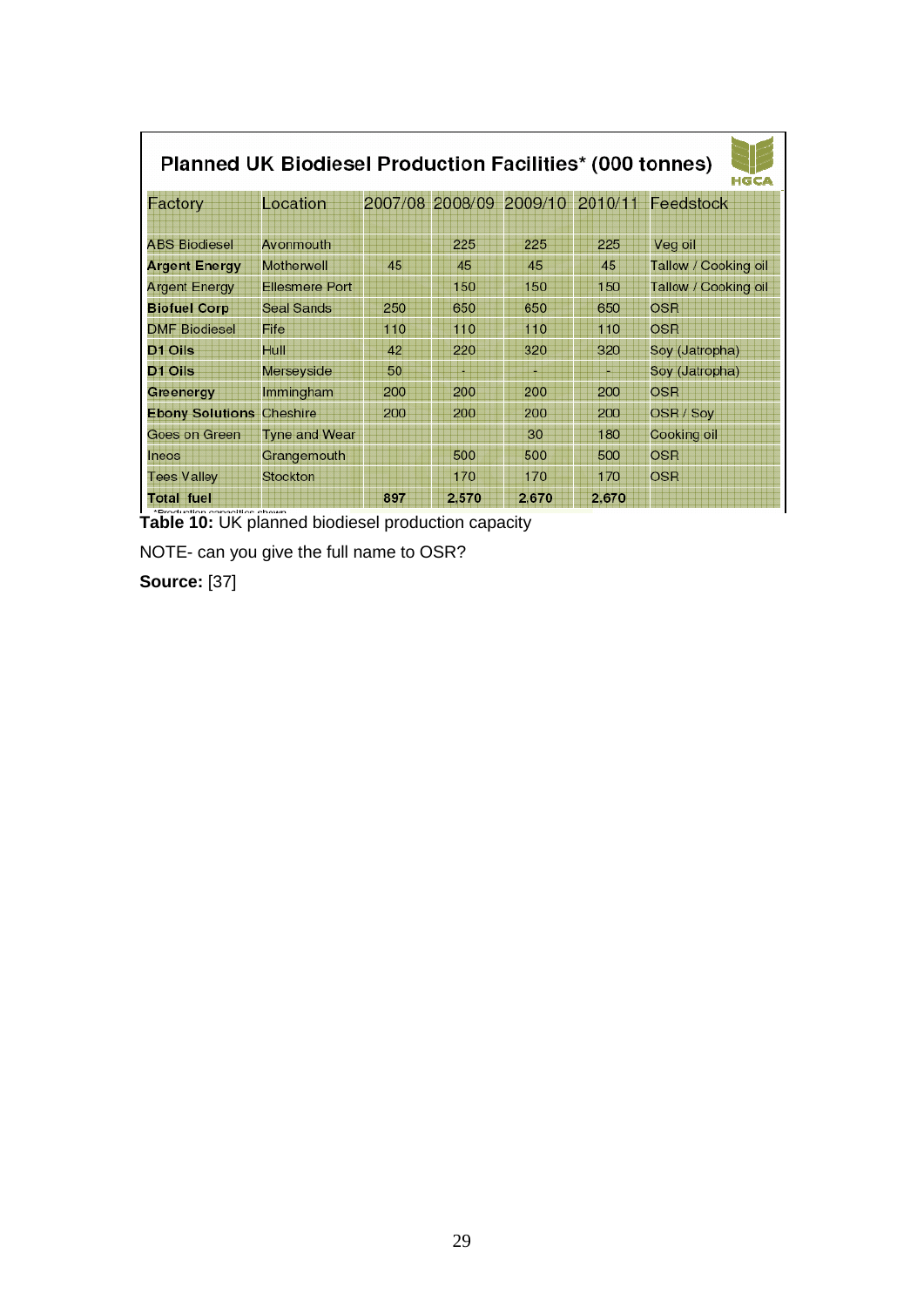**Planned UK Biodiesel Production Facilities* (000 tonnes)**

| Factory | Location | 2007/08 | 2008/09 | 2009/10 | 2010/11 | Feedstock |
|---|---|---|---|---|---|---|
| ABS Biodiesel | Avonmouth | | 225 | 225 | 225 | Veg oil |
| **Argent Energy** | Motherwell | 45 | 45 | 45 | 45 | Tallow / Cooking oil |
| Argent Energy | Ellesmere Port | | 150 | 150 | 150 | Tallow / Cooking oil |
| **Biofuel Corp** | Seal Sands | 250 | 650 | 650 | 650 | OSR |
| DMF Biodiesel | Fife | 110 | 110 | 110 | 110 | OSR |
| **D1 Oils** | Hull | 42 | 220 | 320 | 320 | Soy (Jatropha) |
| **D1 Oils** | Merseyside | 50 | - | - | - | Soy (Jatropha) |
| **Greenergy** | Immingham | 200 | 200 | 200 | 200 | OSR |
| **Ebony Solutions** | Cheshire | 200 | 200 | 200 | 200 | OSR / Soy |
| Goes on Green | Tyne and Wear | | | 30 | 180 | Cooking oil |
| Ineos | Grangemouth | | 500 | 500 | 500 | OSR |
| Tees Valley | Stockton | | 170 | 170 | 170 | OSR |
| **Total fuel** | | **897** | **2,570** | **2,670** | **2,670** | |

*Production capacities shown

**Table 10:** UK planned biodiesel production capacity

NOTE- can you give the full name to OSR?

**Source:** [37]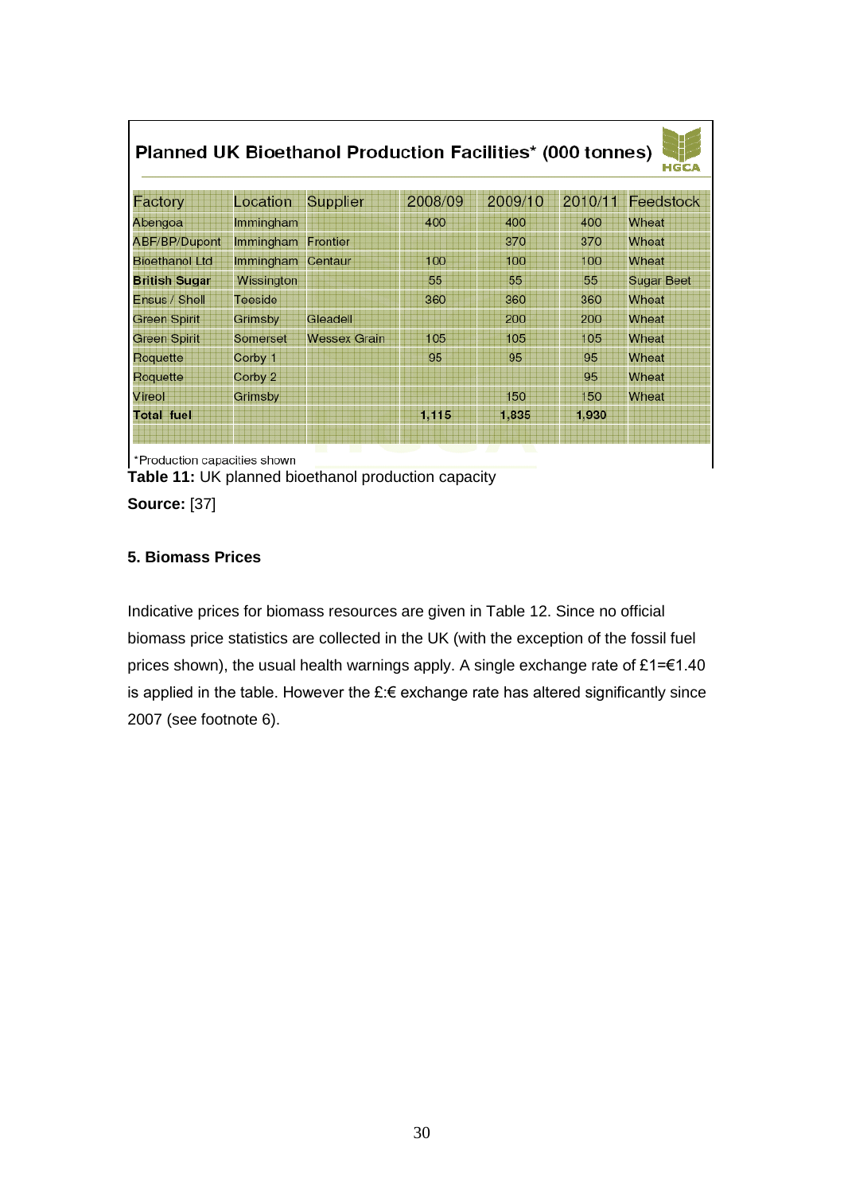**Planned UK Bioethanol Production Facilities* (000 tonnes)**

| Factory | Location | Supplier | 2008/09 | 2009/10 | 2010/11 | Feedstock |
|---|---|---|---|---|---|---|
| Abengoa | Immingham | | 400 | 400 | 400 | Wheat |
| ABF/BP/Dupont | Immingham | Frontier | | 370 | 370 | Wheat |
| Bioethanol Ltd | Immingham | Centaur | 100 | 100 | 100 | Wheat |
| **British Sugar** | Wissington | | 55 | 55 | 55 | Sugar Beet |
| Ensus / Shell | Teeside | | 360 | 360 | 360 | Wheat |
| Green Spirit | Grimsby | Gleadell | | 200 | 200 | Wheat |
| Green Spirit | Somerset | Wessex Grain | 105 | 105 | 105 | Wheat |
| Roquette | Corby 1 | | 95 | 95 | 95 | Wheat |
| Roquette | Corby 2 | | | | 95 | Wheat |
| Vireol | Grimsby | | | 150 | 150 | Wheat |
| **Total fuel** | | | **1,115** | **1,835** | **1,930** | |

*Production capacities shown

**Table 11:** UK planned bioethanol production capacity

**Source:** [37]

### 5. Biomass Prices

Indicative prices for biomass resources are given in Table 12. Since no official biomass price statistics are collected in the UK (with the exception of the fossil fuel prices shown), the usual health warnings apply. A single exchange rate of £1=€1.40 is applied in the table. However the £:€ exchange rate has altered significantly since 2007 (see footnote 6).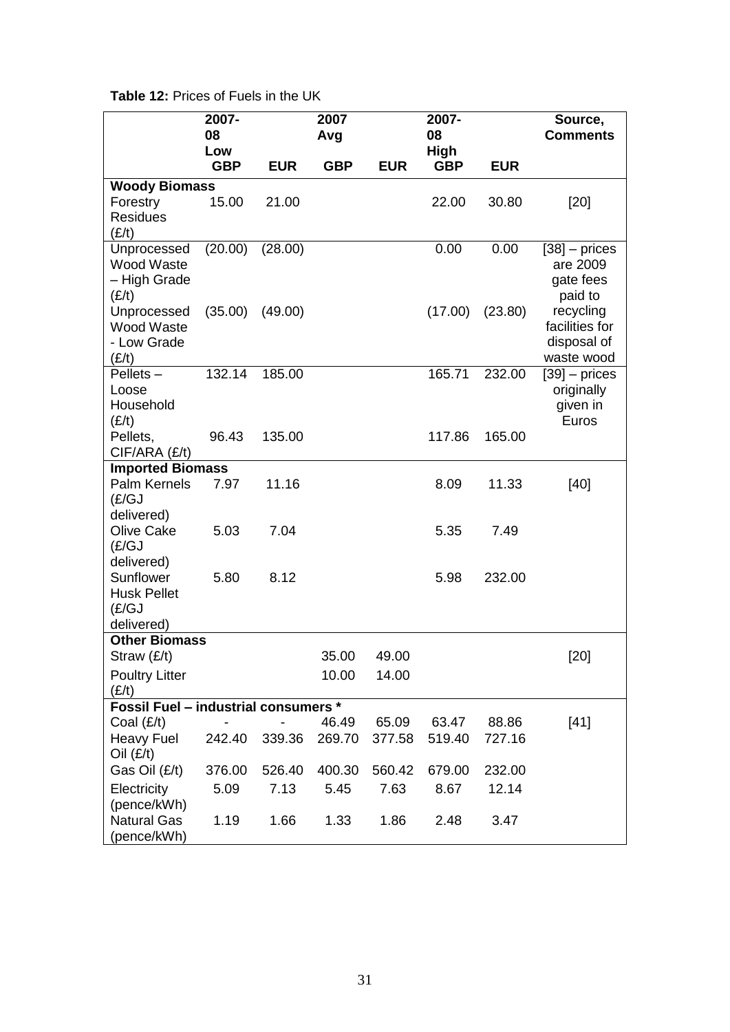**Table 12:** Prices of Fuels in the UK

| | 2007-08 Low | | 2007 Avg | | 2007-08 High | | Source, Comments |
|---|---|---|---|---|---|---|---|
| | GBP | EUR | GBP | EUR | GBP | EUR | |
| **Woody Biomass** | | | | | | | |
| Forestry Residues (£/t) | 15.00 | 21.00 | | | 22.00 | 30.80 | [20] |
| Unprocessed Wood Waste – High Grade (£/t) | (20.00) | (28.00) | | | 0.00 | 0.00 | [38] – prices are 2009 gate fees paid to recycling facilities for disposal of waste wood |
| Unprocessed Wood Waste - Low Grade (£/t) | (35.00) | (49.00) | | | (17.00) | (23.80) | |
| Pellets – Loose Household (£/t) | 132.14 | 185.00 | | | 165.71 | 232.00 | [39] – prices originally given in Euros |
| Pellets, CIF/ARA (£/t) | 96.43 | 135.00 | | | 117.86 | 165.00 | |
| **Imported Biomass** | | | | | | | |
| Palm Kernels (£/GJ delivered) | 7.97 | 11.16 | | | 8.09 | 11.33 | [40] |
| Olive Cake (£/GJ delivered) | 5.03 | 7.04 | | | 5.35 | 7.49 | |
| Sunflower Husk Pellet (£/GJ delivered) | 5.80 | 8.12 | | | 5.98 | 232.00 | |
| **Other Biomass** | | | | | | | |
| Straw (£/t) | | | 35.00 | 49.00 | | | [20] |
| Poultry Litter (£/t) | | | 10.00 | 14.00 | | | |
| **Fossil Fuel – industrial consumers *** | | | | | | | |
| Coal (£/t) | - | - | 46.49 | 65.09 | 63.47 | 88.86 | [41] |
| Heavy Fuel Oil (£/t) | 242.40 | 339.36 | 269.70 | 377.58 | 519.40 | 727.16 | |
| Gas Oil (£/t) | 376.00 | 526.40 | 400.30 | 560.42 | 679.00 | 232.00 | |
| Electricity (pence/kWh) | 5.09 | 7.13 | 5.45 | 7.63 | 8.67 | 12.14 | |
| Natural Gas (pence/kWh) | 1.19 | 1.66 | 1.33 | 1.86 | 2.48 | 3.47 | |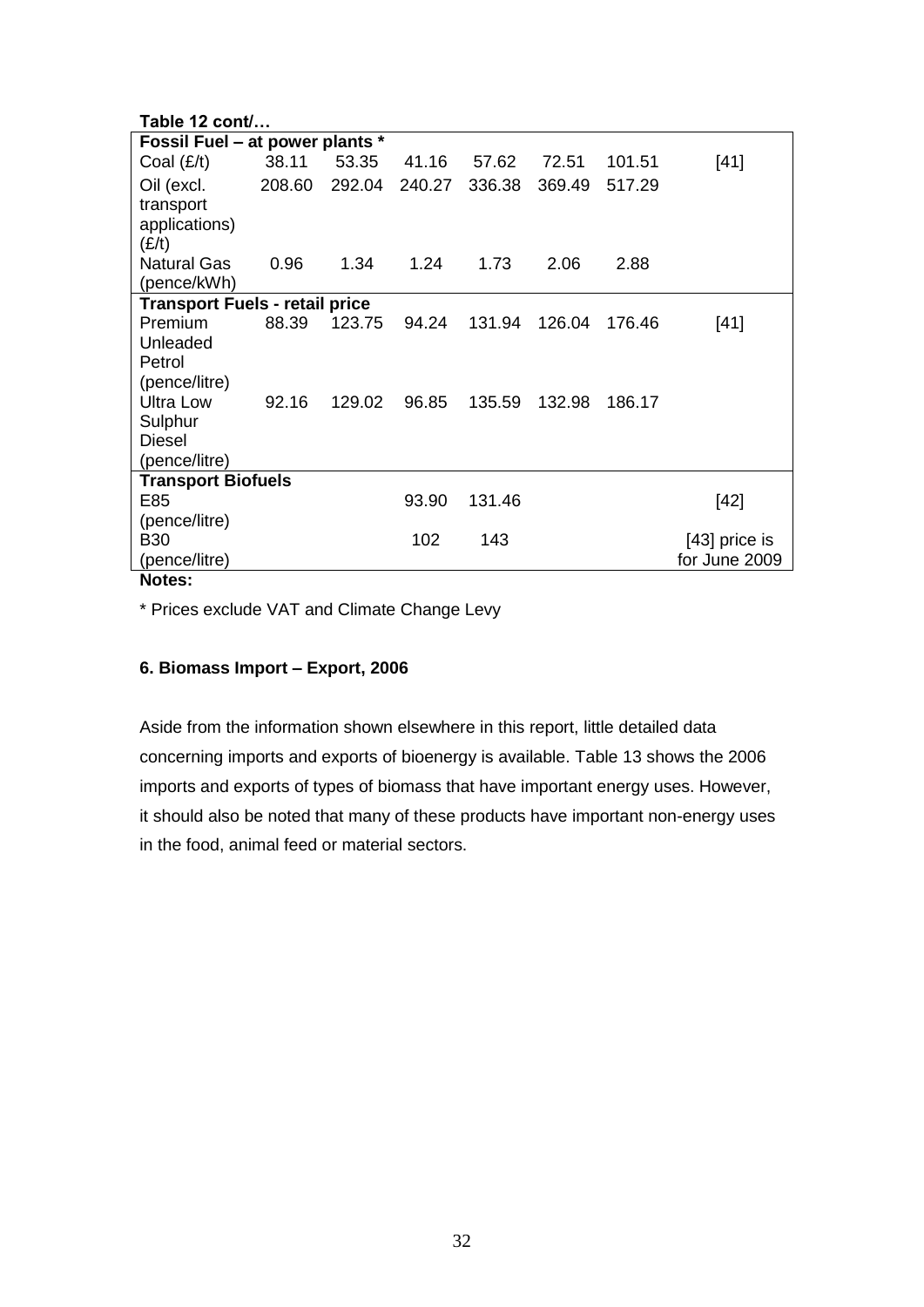**Table 12 cont/…**

| | | | | | | | |
|---|---|---|---|---|---|---|---|
| **Fossil Fuel – at power plants *** | | | | | | | |
| Coal (£/t) | 38.11 | 53.35 | 41.16 | 57.62 | 72.51 | 101.51 | [41] |
| Oil (excl. transport applications) (£/t) | 208.60 | 292.04 | 240.27 | 336.38 | 369.49 | 517.29 | |
| Natural Gas (pence/kWh) | 0.96 | 1.34 | 1.24 | 1.73 | 2.06 | 2.88 | |
| **Transport Fuels - retail price** | | | | | | | |
| Premium Unleaded Petrol (pence/litre) | 88.39 | 123.75 | 94.24 | 131.94 | 126.04 | 176.46 | [41] |
| Ultra Low Sulphur Diesel (pence/litre) | 92.16 | 129.02 | 96.85 | 135.59 | 132.98 | 186.17 | |
| **Transport Biofuels** | | | | | | | |
| E85 (pence/litre) | | | 93.90 | 131.46 | | | [42] |
| B30 (pence/litre) | | | 102 | 143 | | | [43] price is for June 2009 |

**Notes:**

* Prices exclude VAT and Climate Change Levy

**6. Biomass Import – Export, 2006**

Aside from the information shown elsewhere in this report, little detailed data concerning imports and exports of bioenergy is available. Table 13 shows the 2006 imports and exports of types of biomass that have important energy uses. However, it should also be noted that many of these products have important non-energy uses in the food, animal feed or material sectors.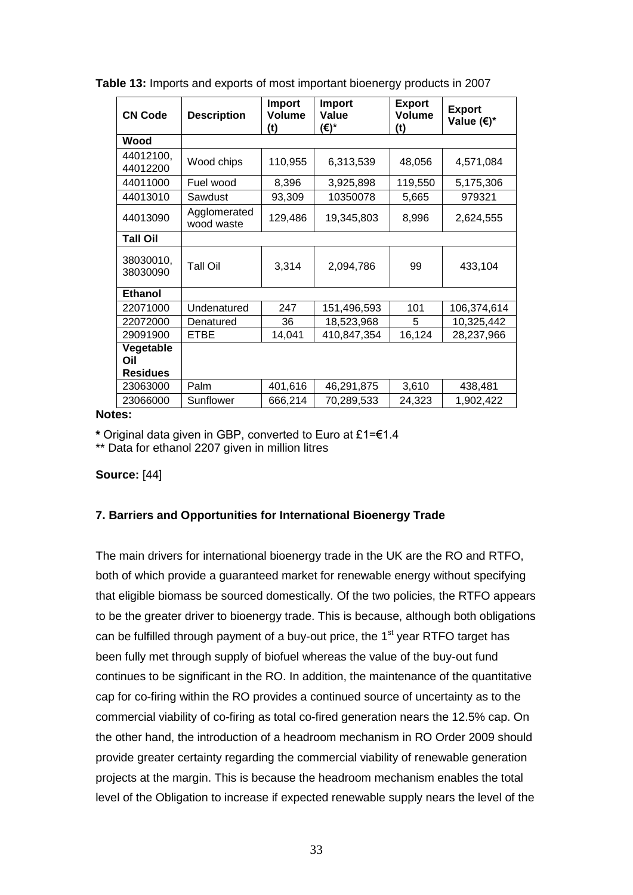**Table 13:** Imports and exports of most important bioenergy products in 2007

| CN Code | Description | Import Volume (t) | Import Value (€)* | Export Volume (t) | Export Value (€)* |
|---|---|---|---|---|---|
| **Wood** | | | | | |
| 44012100, 44012200 | Wood chips | 110,955 | 6,313,539 | 48,056 | 4,571,084 |
| 44011000 | Fuel wood | 8,396 | 3,925,898 | 119,550 | 5,175,306 |
| 44013010 | Sawdust | 93,309 | 10350078 | 5,665 | 979321 |
| 44013090 | Agglomerated wood waste | 129,486 | 19,345,803 | 8,996 | 2,624,555 |
| **Tall Oil** | | | | | |
| 38030010, 38030090 | Tall Oil | 3,314 | 2,094,786 | 99 | 433,104 |
| **Ethanol** | | | | | |
| 22071000 | Undenatured | 247 | 151,496,593 | 101 | 106,374,614 |
| 22072000 | Denatured | 36 | 18,523,968 | 5 | 10,325,442 |
| 29091900 | ETBE | 14,041 | 410,847,354 | 16,124 | 28,237,966 |
| **Vegetable Oil Residues** | | | | | |
| 23063000 | Palm | 401,616 | 46,291,875 | 3,610 | 438,481 |
| 23066000 | Sunflower | 666,214 | 70,289,533 | 24,323 | 1,902,422 |

**Notes:**

**\*** Original data given in GBP, converted to Euro at £1=€1.4

** Data for ethanol 2207 given in million litres

**Source:** [44]

### 7. Barriers and Opportunities for International Bioenergy Trade

The main drivers for international bioenergy trade in the UK are the RO and RTFO, both of which provide a guaranteed market for renewable energy without specifying that eligible biomass be sourced domestically. Of the two policies, the RTFO appears to be the greater driver to bioenergy trade. This is because, although both obligations can be fulfilled through payment of a buy-out price, the 1st year RTFO target has been fully met through supply of biofuel whereas the value of the buy-out fund continues to be significant in the RO. In addition, the maintenance of the quantitative cap for co-firing within the RO provides a continued source of uncertainty as to the commercial viability of co-firing as total co-fired generation nears the 12.5% cap. On the other hand, the introduction of a headroom mechanism in RO Order 2009 should provide greater certainty regarding the commercial viability of renewable generation projects at the margin. This is because the headroom mechanism enables the total level of the Obligation to increase if expected renewable supply nears the level of the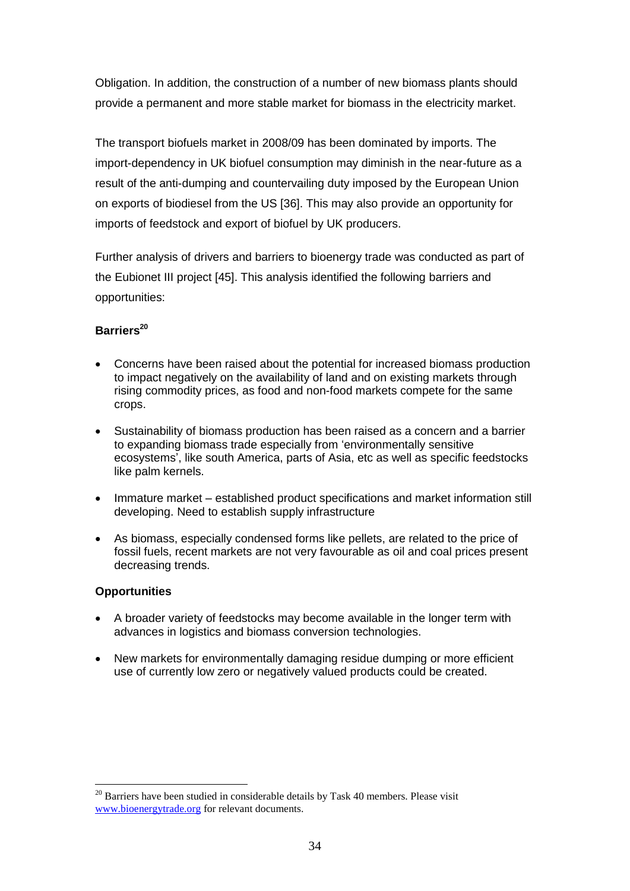Obligation. In addition, the construction of a number of new biomass plants should provide a permanent and more stable market for biomass in the electricity market.

The transport biofuels market in 2008/09 has been dominated by imports. The import-dependency in UK biofuel consumption may diminish in the near-future as a result of the anti-dumping and countervailing duty imposed by the European Union on exports of biodiesel from the US [36]. This may also provide an opportunity for imports of feedstock and export of biofuel by UK producers.

Further analysis of drivers and barriers to bioenergy trade was conducted as part of the Eubionet III project [45]. This analysis identified the following barriers and opportunities:

**Barriers**[20]

- Concerns have been raised about the potential for increased biomass production to impact negatively on the availability of land and on existing markets through rising commodity prices, as food and non-food markets compete for the same crops.
- Sustainability of biomass production has been raised as a concern and a barrier to expanding biomass trade especially from 'environmentally sensitive ecosystems', like south America, parts of Asia, etc as well as specific feedstocks like palm kernels.
- Immature market – established product specifications and market information still developing. Need to establish supply infrastructure
- As biomass, especially condensed forms like pellets, are related to the price of fossil fuels, recent markets are not very favourable as oil and coal prices present decreasing trends.

**Opportunities**

- A broader variety of feedstocks may become available in the longer term with advances in logistics and biomass conversion technologies.
- New markets for environmentally damaging residue dumping or more efficient use of currently low zero or negatively valued products could be created.

[20] Barriers have been studied in considerable details by Task 40 members. Please visit www.bioenergytrade.org for relevant documents.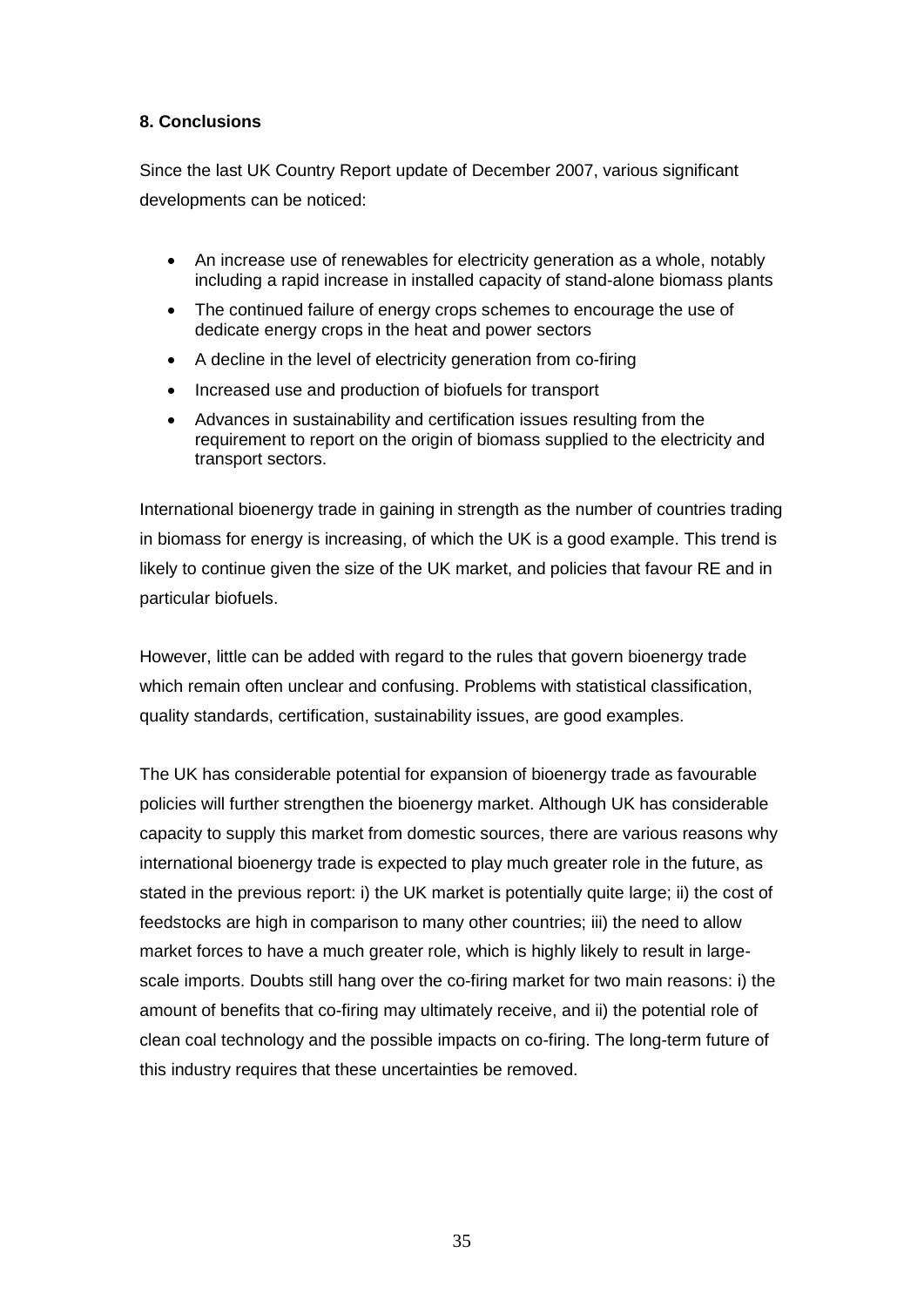## 8. Conclusions

Since the last UK Country Report update of December 2007, various significant developments can be noticed:

- An increase use of renewables for electricity generation as a whole, notably including a rapid increase in installed capacity of stand-alone biomass plants
- The continued failure of energy crops schemes to encourage the use of dedicate energy crops in the heat and power sectors
- A decline in the level of electricity generation from co-firing
- Increased use and production of biofuels for transport
- Advances in sustainability and certification issues resulting from the requirement to report on the origin of biomass supplied to the electricity and transport sectors.

International bioenergy trade in gaining in strength as the number of countries trading in biomass for energy is increasing, of which the UK is a good example. This trend is likely to continue given the size of the UK market, and policies that favour RE and in particular biofuels.

However, little can be added with regard to the rules that govern bioenergy trade which remain often unclear and confusing. Problems with statistical classification, quality standards, certification, sustainability issues, are good examples.

The UK has considerable potential for expansion of bioenergy trade as favourable policies will further strengthen the bioenergy market. Although UK has considerable capacity to supply this market from domestic sources, there are various reasons why international bioenergy trade is expected to play much greater role in the future, as stated in the previous report: i) the UK market is potentially quite large; ii) the cost of feedstocks are high in comparison to many other countries; iii) the need to allow market forces to have a much greater role, which is highly likely to result in large-scale imports. Doubts still hang over the co-firing market for two main reasons: i) the amount of benefits that co-firing may ultimately receive, and ii) the potential role of clean coal technology and the possible impacts on co-firing. The long-term future of this industry requires that these uncertainties be removed.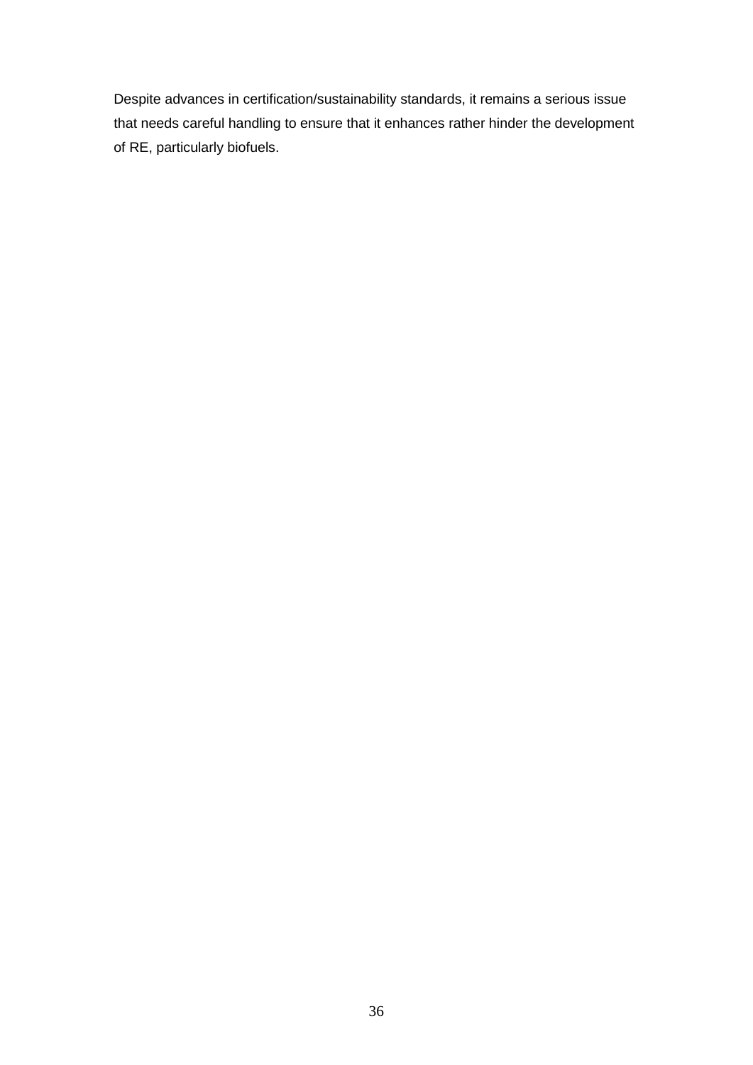Despite advances in certification/sustainability standards, it remains a serious issue that needs careful handling to ensure that it enhances rather hinder the development of RE, particularly biofuels.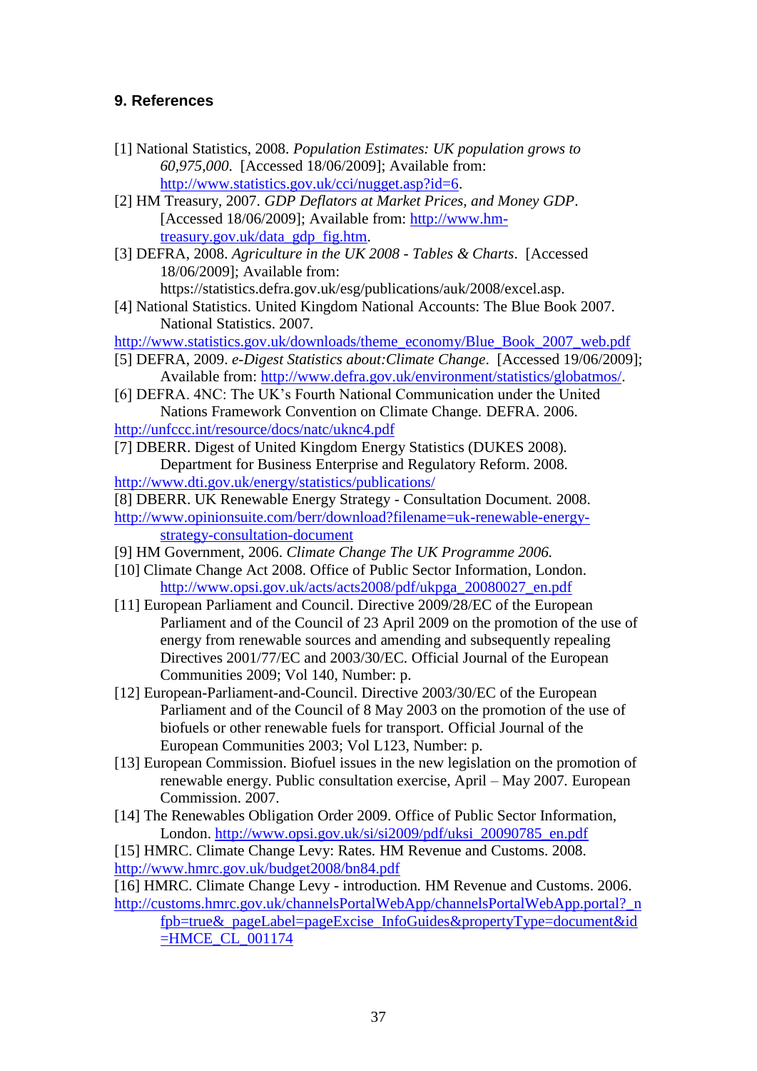## 9. References

[1] National Statistics, 2008. *Population Estimates: UK population grows to 60,975,000*. [Accessed 18/06/2009]; Available from: http://www.statistics.gov.uk/cci/nugget.asp?id=6.

[2] HM Treasury, 2007. *GDP Deflators at Market Prices, and Money GDP*. [Accessed 18/06/2009]; Available from: http://www.hm-treasury.gov.uk/data_gdp_fig.htm.

[3] DEFRA, 2008. *Agriculture in the UK 2008 - Tables & Charts*. [Accessed 18/06/2009]; Available from: https://statistics.defra.gov.uk/esg/publications/auk/2008/excel.asp.

[4] National Statistics. United Kingdom National Accounts: The Blue Book 2007. National Statistics. 2007. http://www.statistics.gov.uk/downloads/theme_economy/Blue_Book_2007_web.pdf

[5] DEFRA, 2009. *e-Digest Statistics about:Climate Change*. [Accessed 19/06/2009]; Available from: http://www.defra.gov.uk/environment/statistics/globatmos/.

[6] DEFRA. 4NC: The UK's Fourth National Communication under the United Nations Framework Convention on Climate Change. DEFRA. 2006. http://unfccc.int/resource/docs/natc/uknc4.pdf

[7] DBERR. Digest of United Kingdom Energy Statistics (DUKES 2008). Department for Business Enterprise and Regulatory Reform. 2008. http://www.dti.gov.uk/energy/statistics/publications/

[8] DBERR. UK Renewable Energy Strategy - Consultation Document. 2008. http://www.opinionsuite.com/berr/download?filename=uk-renewable-energy-strategy-consultation-document

[9] HM Government, 2006. *Climate Change The UK Programme 2006.*

[10] Climate Change Act 2008. Office of Public Sector Information, London. http://www.opsi.gov.uk/acts/acts2008/pdf/ukpga_20080027_en.pdf

[11] European Parliament and Council. Directive 2009/28/EC of the European Parliament and of the Council of 23 April 2009 on the promotion of the use of energy from renewable sources and amending and subsequently repealing Directives 2001/77/EC and 2003/30/EC. Official Journal of the European Communities 2009; Vol 140, Number: p.

[12] European-Parliament-and-Council. Directive 2003/30/EC of the European Parliament and of the Council of 8 May 2003 on the promotion of the use of biofuels or other renewable fuels for transport. Official Journal of the European Communities 2003; Vol L123, Number: p.

[13] European Commission. Biofuel issues in the new legislation on the promotion of renewable energy. Public consultation exercise, April – May 2007. European Commission. 2007.

[14] The Renewables Obligation Order 2009. Office of Public Sector Information, London. http://www.opsi.gov.uk/si/si2009/pdf/uksi_20090785_en.pdf

[15] HMRC. Climate Change Levy: Rates. HM Revenue and Customs. 2008. http://www.hmrc.gov.uk/budget2008/bn84.pdf

[16] HMRC. Climate Change Levy - introduction. HM Revenue and Customs. 2006. http://customs.hmrc.gov.uk/channelsPortalWebApp/channelsPortalWebApp.portal?_nfpb=true&_pageLabel=pageExcise_InfoGuides&propertyType=document&id=HMCE_CL_001174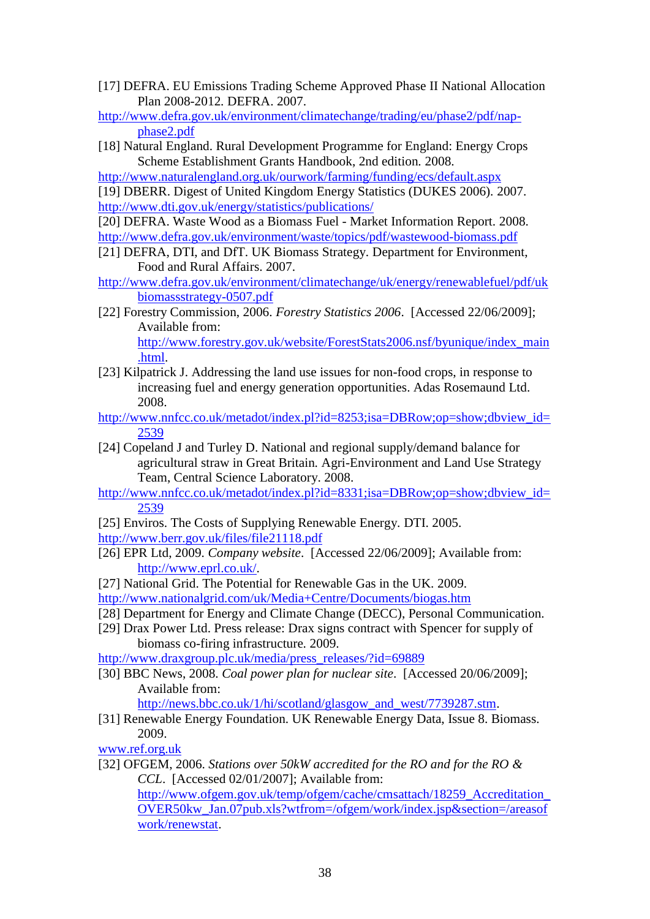[17] DEFRA. EU Emissions Trading Scheme Approved Phase II National Allocation Plan 2008-2012. DEFRA. 2007.
http://www.defra.gov.uk/environment/climatechange/trading/eu/phase2/pdf/nap-phase2.pdf

[18] Natural England. Rural Development Programme for England: Energy Crops Scheme Establishment Grants Handbook, 2nd edition. 2008.
http://www.naturalengland.org.uk/ourwork/farming/funding/ecs/default.aspx

[19] DBERR. Digest of United Kingdom Energy Statistics (DUKES 2006). 2007.
http://www.dti.gov.uk/energy/statistics/publications/

[20] DEFRA. Waste Wood as a Biomass Fuel - Market Information Report. 2008.
http://www.defra.gov.uk/environment/waste/topics/pdf/wastewood-biomass.pdf

[21] DEFRA, DTI, and DfT. UK Biomass Strategy. Department for Environment, Food and Rural Affairs. 2007.
http://www.defra.gov.uk/environment/climatechange/uk/energy/renewablefuel/pdf/ukbiomassstrategy-0507.pdf

[22] Forestry Commission, 2006. *Forestry Statistics 2006*. [Accessed 22/06/2009]; Available from: http://www.forestry.gov.uk/website/ForestStats2006.nsf/byunique/index_main.html.

[23] Kilpatrick J. Addressing the land use issues for non-food crops, in response to increasing fuel and energy generation opportunities. Adas Rosemaund Ltd. 2008.
http://www.nnfcc.co.uk/metadot/index.pl?id=8253;isa=DBRow;op=show;dbview_id=2539

[24] Copeland J and Turley D. National and regional supply/demand balance for agricultural straw in Great Britain. Agri-Environment and Land Use Strategy Team, Central Science Laboratory. 2008.
http://www.nnfcc.co.uk/metadot/index.pl?id=8331;isa=DBRow;op=show;dbview_id=2539

[25] Enviros. The Costs of Supplying Renewable Energy. DTI. 2005.
http://www.berr.gov.uk/files/file21118.pdf

[26] EPR Ltd, 2009. *Company website*. [Accessed 22/06/2009]; Available from: http://www.eprl.co.uk/.

[27] National Grid. The Potential for Renewable Gas in the UK. 2009.
http://www.nationalgrid.com/uk/Media+Centre/Documents/biogas.htm

[28] Department for Energy and Climate Change (DECC), Personal Communication.

[29] Drax Power Ltd. Press release: Drax signs contract with Spencer for supply of biomass co-firing infrastructure. 2009.
http://www.draxgroup.plc.uk/media/press_releases/?id=69889

[30] BBC News, 2008. *Coal power plan for nuclear site*. [Accessed 20/06/2009]; Available from: http://news.bbc.co.uk/1/hi/scotland/glasgow_and_west/7739287.stm.

[31] Renewable Energy Foundation. UK Renewable Energy Data, Issue 8. Biomass. 2009.
www.ref.org.uk

[32] OFGEM, 2006. *Stations over 50kW accredited for the RO and for the RO & CCL*. [Accessed 02/01/2007]; Available from: http://www.ofgem.gov.uk/temp/ofgem/cache/cmsattach/18259_Accreditation_OVER50kw_Jan.07pub.xls?wtfrom=/ofgem/work/index.jsp&section=/areasofwork/renewstat.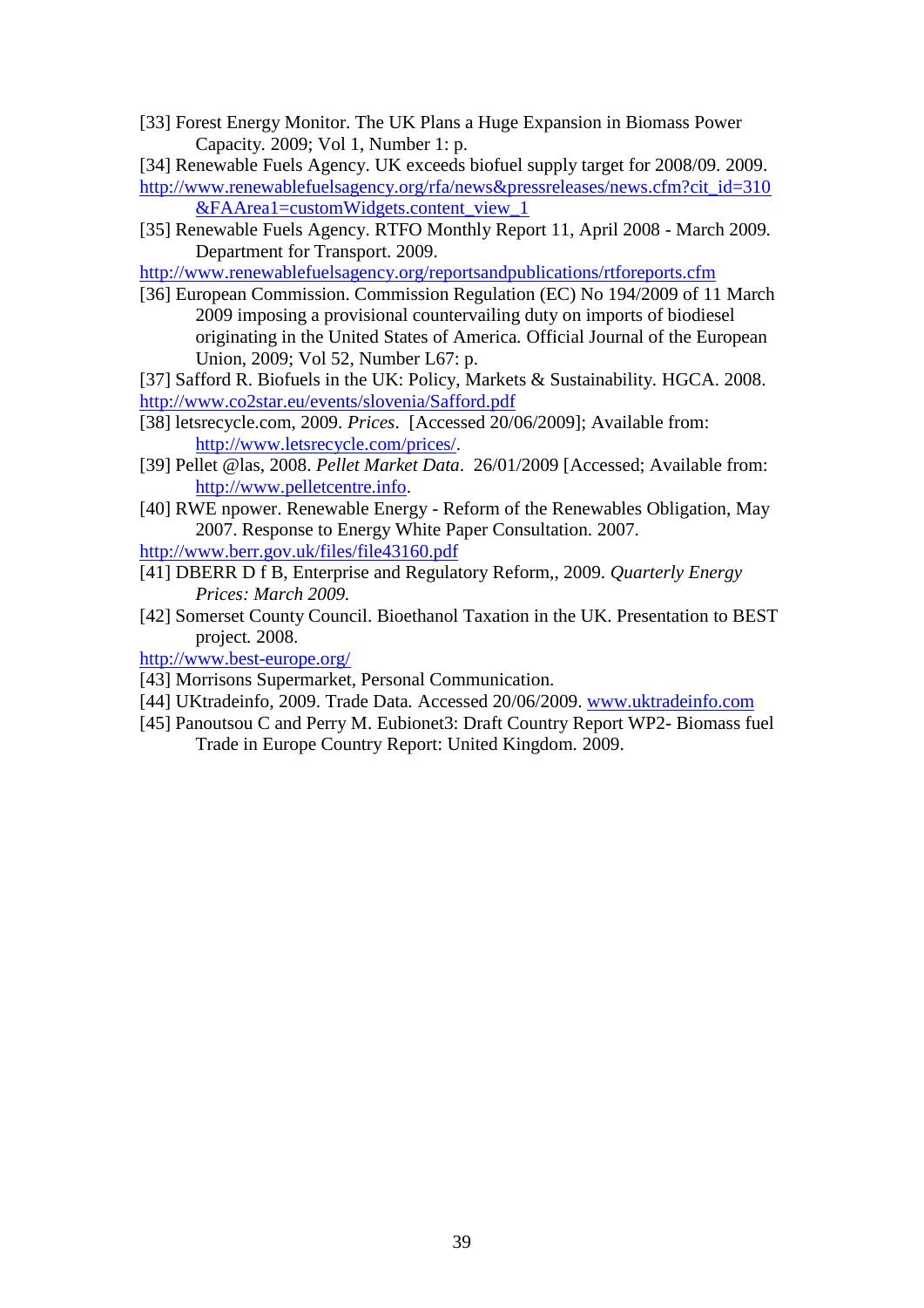[33] Forest Energy Monitor. The UK Plans a Huge Expansion in Biomass Power Capacity. 2009; Vol 1, Number 1: p.

[34] Renewable Fuels Agency. UK exceeds biofuel supply target for 2008/09. 2009. http://www.renewablefuelsagency.org/rfa/news&pressreleases/news.cfm?cit_id=310&FAArea1=customWidgets.content_view_1

[35] Renewable Fuels Agency. RTFO Monthly Report 11, April 2008 - March 2009. Department for Transport. 2009. http://www.renewablefuelsagency.org/reportsandpublications/rtforeports.cfm

[36] European Commission. Commission Regulation (EC) No 194/2009 of 11 March 2009 imposing a provisional countervailing duty on imports of biodiesel originating in the United States of America. Official Journal of the European Union, 2009; Vol 52, Number L67: p.

[37] Safford R. Biofuels in the UK: Policy, Markets & Sustainability. HGCA. 2008. http://www.co2star.eu/events/slovenia/Safford.pdf

[38] letsrecycle.com, 2009. *Prices*. [Accessed 20/06/2009]; Available from: http://www.letsrecycle.com/prices/.

[39] Pellet @las, 2008. *Pellet Market Data*. 26/01/2009 [Accessed; Available from: http://www.pelletcentre.info.

[40] RWE npower. Renewable Energy - Reform of the Renewables Obligation, May 2007. Response to Energy White Paper Consultation. 2007. http://www.berr.gov.uk/files/file43160.pdf

[41] DBERR D f B, Enterprise and Regulatory Reform,, 2009. *Quarterly Energy Prices: March 2009.*

[42] Somerset County Council. Bioethanol Taxation in the UK. Presentation to BEST project. 2008. http://www.best-europe.org/

[43] Morrisons Supermarket, Personal Communication.

[44] UKtradeinfo, 2009. Trade Data. Accessed 20/06/2009. www.uktradeinfo.com

[45] Panoutsou C and Perry M. Eubionet3: Draft Country Report WP2- Biomass fuel Trade in Europe Country Report: United Kingdom. 2009.